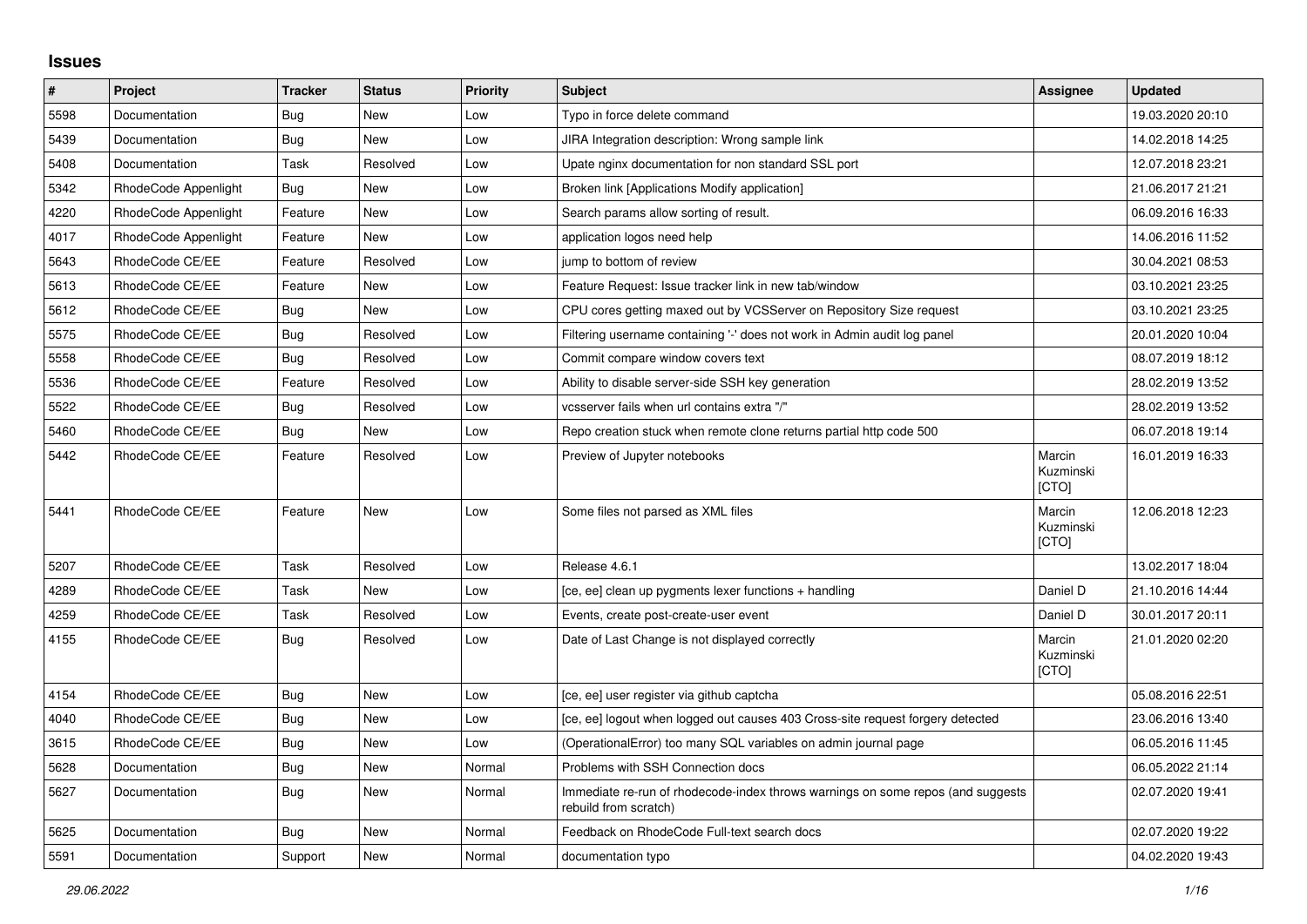## Issues

| # | Project | Tracker | Status | Priority | Subject | Assignee | Updated |
|---|---|---|---|---|---|---|---|
| 5598 | Documentation | Bug | New | Low | Typo in force delete command | | 19.03.2020 20:10 |
| 5439 | Documentation | Bug | New | Low | JIRA Integration description: Wrong sample link | | 14.02.2018 14:25 |
| 5408 | Documentation | Task | Resolved | Low | Upate nginx documentation for non standard SSL port | | 12.07.2018 23:21 |
| 5342 | RhodeCode Appenlight | Bug | New | Low | Broken link [Applications Modify application] | | 21.06.2017 21:21 |
| 4220 | RhodeCode Appenlight | Feature | New | Low | Search params allow sorting of result. | | 06.09.2016 16:33 |
| 4017 | RhodeCode Appenlight | Feature | New | Low | application logos need help | | 14.06.2016 11:52 |
| 5643 | RhodeCode CE/EE | Feature | Resolved | Low | jump to bottom of review | | 30.04.2021 08:53 |
| 5613 | RhodeCode CE/EE | Feature | New | Low | Feature Request: Issue tracker link in new tab/window | | 03.10.2021 23:25 |
| 5612 | RhodeCode CE/EE | Bug | New | Low | CPU cores getting maxed out by VCSServer on Repository Size request | | 03.10.2021 23:25 |
| 5575 | RhodeCode CE/EE | Bug | Resolved | Low | Filtering username containing '-' does not work in Admin audit log panel | | 20.01.2020 10:04 |
| 5558 | RhodeCode CE/EE | Bug | Resolved | Low | Commit compare window covers text | | 08.07.2019 18:12 |
| 5536 | RhodeCode CE/EE | Feature | Resolved | Low | Ability to disable server-side SSH key generation | | 28.02.2019 13:52 |
| 5522 | RhodeCode CE/EE | Bug | Resolved | Low | vcsserver fails when url contains extra "/" | | 28.02.2019 13:52 |
| 5460 | RhodeCode CE/EE | Bug | New | Low | Repo creation stuck when remote clone returns partial http code 500 | | 06.07.2018 19:14 |
| 5442 | RhodeCode CE/EE | Feature | Resolved | Low | Preview of Jupyter notebooks | Marcin Kuzminski [CTO] | 16.01.2019 16:33 |
| 5441 | RhodeCode CE/EE | Feature | New | Low | Some files not parsed as XML files | Marcin Kuzminski [CTO] | 12.06.2018 12:23 |
| 5207 | RhodeCode CE/EE | Task | Resolved | Low | Release 4.6.1 | | 13.02.2017 18:04 |
| 4289 | RhodeCode CE/EE | Task | New | Low | [ce, ee] clean up pygments lexer functions + handling | Daniel D | 21.10.2016 14:44 |
| 4259 | RhodeCode CE/EE | Task | Resolved | Low | Events, create post-create-user event | Daniel D | 30.01.2017 20:11 |
| 4155 | RhodeCode CE/EE | Bug | Resolved | Low | Date of Last Change is not displayed correctly | Marcin Kuzminski [CTO] | 21.01.2020 02:20 |
| 4154 | RhodeCode CE/EE | Bug | New | Low | [ce, ee] user register via github captcha | | 05.08.2016 22:51 |
| 4040 | RhodeCode CE/EE | Bug | New | Low | [ce, ee] logout when logged out causes 403 Cross-site request forgery detected | | 23.06.2016 13:40 |
| 3615 | RhodeCode CE/EE | Bug | New | Low | (OperationalError) too many SQL variables on admin journal page | | 06.05.2016 11:45 |
| 5628 | Documentation | Bug | New | Normal | Problems with SSH Connection docs | | 06.05.2022 21:14 |
| 5627 | Documentation | Bug | New | Normal | Immediate re-run of rhodecode-index throws warnings on some repos (and suggests rebuild from scratch) | | 02.07.2020 19:41 |
| 5625 | Documentation | Bug | New | Normal | Feedback on RhodeCode Full-text search docs | | 02.07.2020 19:22 |
| 5591 | Documentation | Support | New | Normal | documentation typo | | 04.02.2020 19:43 |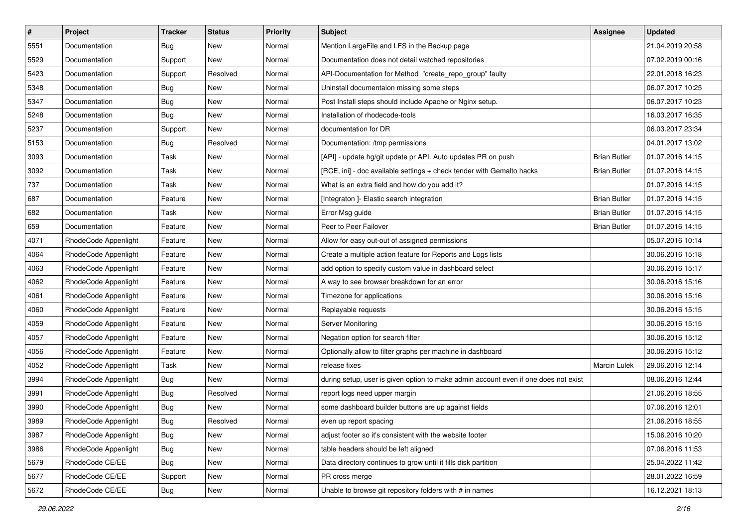| # | Project | Tracker | Status | Priority | Subject | Assignee | Updated |
| --- | --- | --- | --- | --- | --- | --- | --- |
| 5551 | Documentation | Bug | New | Normal | Mention LargeFile and LFS in the Backup page | | 21.04.2019 20:58 |
| 5529 | Documentation | Support | New | Normal | Documentation does not detail watched repositories | | 07.02.2019 00:16 |
| 5423 | Documentation | Support | Resolved | Normal | API-Documentation for Method "create_repo_group" faulty | | 22.01.2018 16:23 |
| 5348 | Documentation | Bug | New | Normal | Uninstall documentaion missing some steps | | 06.07.2017 10:25 |
| 5347 | Documentation | Bug | New | Normal | Post Install steps should include Apache or Nginx setup. | | 06.07.2017 10:23 |
| 5248 | Documentation | Bug | New | Normal | Installation of rhodecode-tools | | 16.03.2017 16:35 |
| 5237 | Documentation | Support | New | Normal | documentation for DR | | 06.03.2017 23:34 |
| 5153 | Documentation | Bug | Resolved | Normal | Documentation: /tmp permissions | | 04.01.2017 13:02 |
| 3093 | Documentation | Task | New | Normal | [API] - update hg/git update pr API. Auto updates PR on push | Brian Butler | 01.07.2016 14:15 |
| 3092 | Documentation | Task | New | Normal | [RCE, ini] - doc available settings + check tender with Gemalto hacks | Brian Butler | 01.07.2016 14:15 |
| 737 | Documentation | Task | New | Normal | What is an extra field and how do you add it? | | 01.07.2016 14:15 |
| 687 | Documentation | Feature | New | Normal | [Integraton ]- Elastic search integration | Brian Butler | 01.07.2016 14:15 |
| 682 | Documentation | Task | New | Normal | Error Msg guide | Brian Butler | 01.07.2016 14:15 |
| 659 | Documentation | Feature | New | Normal | Peer to Peer Failover | Brian Butler | 01.07.2016 14:15 |
| 4071 | RhodeCode Appenlight | Feature | New | Normal | Allow for easy out-out of assigned permissions | | 05.07.2016 10:14 |
| 4064 | RhodeCode Appenlight | Feature | New | Normal | Create a multiple action feature for Reports and Logs lists | | 30.06.2016 15:18 |
| 4063 | RhodeCode Appenlight | Feature | New | Normal | add option to specify custom value in dashboard select | | 30.06.2016 15:17 |
| 4062 | RhodeCode Appenlight | Feature | New | Normal | A way to see browser breakdown for an error | | 30.06.2016 15:16 |
| 4061 | RhodeCode Appenlight | Feature | New | Normal | Timezone for applications | | 30.06.2016 15:16 |
| 4060 | RhodeCode Appenlight | Feature | New | Normal | Replayable requests | | 30.06.2016 15:15 |
| 4059 | RhodeCode Appenlight | Feature | New | Normal | Server Monitoring | | 30.06.2016 15:15 |
| 4057 | RhodeCode Appenlight | Feature | New | Normal | Negation option for search filter | | 30.06.2016 15:12 |
| 4056 | RhodeCode Appenlight | Feature | New | Normal | Optionally allow to filter graphs per machine in dashboard | | 30.06.2016 15:12 |
| 4052 | RhodeCode Appenlight | Task | New | Normal | release fixes | Marcin Lulek | 29.06.2016 12:14 |
| 3994 | RhodeCode Appenlight | Bug | New | Normal | during setup, user is given option to make admin account even if one does not exist | | 08.06.2016 12:44 |
| 3991 | RhodeCode Appenlight | Bug | Resolved | Normal | report logs need upper margin | | 21.06.2016 18:55 |
| 3990 | RhodeCode Appenlight | Bug | New | Normal | some dashboard builder buttons are up against fields | | 07.06.2016 12:01 |
| 3989 | RhodeCode Appenlight | Bug | Resolved | Normal | even up report spacing | | 21.06.2016 18:55 |
| 3987 | RhodeCode Appenlight | Bug | New | Normal | adjust footer so it's consistent with the website footer | | 15.06.2016 10:20 |
| 3986 | RhodeCode Appenlight | Bug | New | Normal | table headers should be left aligned | | 07.06.2016 11:53 |
| 5679 | RhodeCode CE/EE | Bug | New | Normal | Data directory continues to grow until it fills disk partition | | 25.04.2022 11:42 |
| 5677 | RhodeCode CE/EE | Support | New | Normal | PR cross merge | | 28.01.2022 16:59 |
| 5672 | RhodeCode CE/EE | Bug | New | Normal | Unable to browse git repository folders with # in names | | 16.12.2021 18:13 |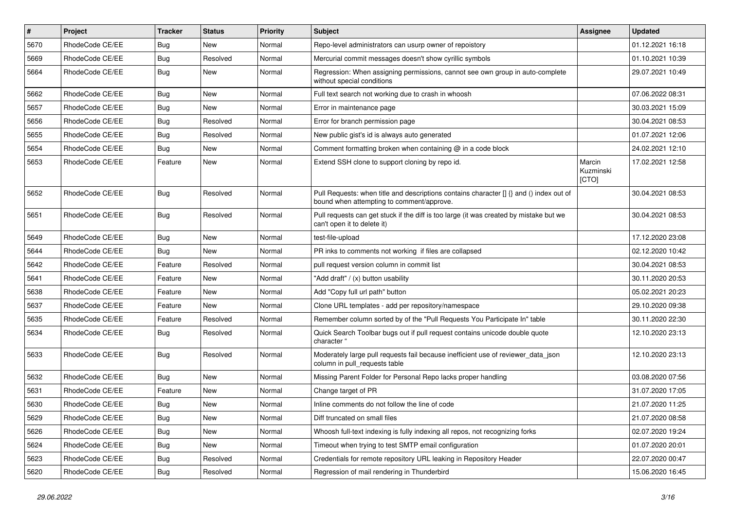| # | Project | Tracker | Status | Priority | Subject | Assignee | Updated |
|---|---|---|---|---|---|---|---|
| 5670 | RhodeCode CE/EE | Bug | New | Normal | Repo-level administrators can usurp owner of repoistory | | 01.12.2021 16:18 |
| 5669 | RhodeCode CE/EE | Bug | Resolved | Normal | Mercurial commit messages doesn't show cyrillic symbols | | 01.10.2021 10:39 |
| 5664 | RhodeCode CE/EE | Bug | New | Normal | Regression: When assigning permissions, cannot see own group in auto-complete without special conditions | | 29.07.2021 10:49 |
| 5662 | RhodeCode CE/EE | Bug | New | Normal | Full text search not working due to crash in whoosh | | 07.06.2022 08:31 |
| 5657 | RhodeCode CE/EE | Bug | New | Normal | Error in maintenance page | | 30.03.2021 15:09 |
| 5656 | RhodeCode CE/EE | Bug | Resolved | Normal | Error for branch permission page | | 30.04.2021 08:53 |
| 5655 | RhodeCode CE/EE | Bug | Resolved | Normal | New public gist's id is always auto generated | | 01.07.2021 12:06 |
| 5654 | RhodeCode CE/EE | Bug | New | Normal | Comment formatting broken when containing @ in a code block | | 24.02.2021 12:10 |
| 5653 | RhodeCode CE/EE | Feature | New | Normal | Extend SSH clone to support cloning by repo id. | Marcin Kuzminski [CTO] | 17.02.2021 12:58 |
| 5652 | RhodeCode CE/EE | Bug | Resolved | Normal | Pull Requests: when title and descriptions contains character [] {} and () index out of bound when attempting to comment/approve. | | 30.04.2021 08:53 |
| 5651 | RhodeCode CE/EE | Bug | Resolved | Normal | Pull requests can get stuck if the diff is too large (it was created by mistake but we can't open it to delete it) | | 30.04.2021 08:53 |
| 5649 | RhodeCode CE/EE | Bug | New | Normal | test-file-upload | | 17.12.2020 23:08 |
| 5644 | RhodeCode CE/EE | Bug | New | Normal | PR inks to comments not working if files are collapsed | | 02.12.2020 10:42 |
| 5642 | RhodeCode CE/EE | Feature | Resolved | Normal | pull request version column in commit list | | 30.04.2021 08:53 |
| 5641 | RhodeCode CE/EE | Feature | New | Normal | "Add draft" / (x) button usability | | 30.11.2020 20:53 |
| 5638 | RhodeCode CE/EE | Feature | New | Normal | Add "Copy full url path" button | | 05.02.2021 20:23 |
| 5637 | RhodeCode CE/EE | Feature | New | Normal | Clone URL templates - add per repository/namespace | | 29.10.2020 09:38 |
| 5635 | RhodeCode CE/EE | Feature | Resolved | Normal | Remember column sorted by of the "Pull Requests You Participate In" table | | 30.11.2020 22:30 |
| 5634 | RhodeCode CE/EE | Bug | Resolved | Normal | Quick Search Toolbar bugs out if pull request contains unicode double quote character " | | 12.10.2020 23:13 |
| 5633 | RhodeCode CE/EE | Bug | Resolved | Normal | Moderately large pull requests fail because inefficient use of reviewer_data_json column in pull_requests table | | 12.10.2020 23:13 |
| 5632 | RhodeCode CE/EE | Bug | New | Normal | Missing Parent Folder for Personal Repo lacks proper handling | | 03.08.2020 07:56 |
| 5631 | RhodeCode CE/EE | Feature | New | Normal | Change target of PR | | 31.07.2020 17:05 |
| 5630 | RhodeCode CE/EE | Bug | New | Normal | Inline comments do not follow the line of code | | 21.07.2020 11:25 |
| 5629 | RhodeCode CE/EE | Bug | New | Normal | Diff truncated on small files | | 21.07.2020 08:58 |
| 5626 | RhodeCode CE/EE | Bug | New | Normal | Whoosh full-text indexing is fully indexing all repos, not recognizing forks | | 02.07.2020 19:24 |
| 5624 | RhodeCode CE/EE | Bug | New | Normal | Timeout when trying to test SMTP email configuration | | 01.07.2020 20:01 |
| 5623 | RhodeCode CE/EE | Bug | Resolved | Normal | Credentials for remote repository URL leaking in Repository Header | | 22.07.2020 00:47 |
| 5620 | RhodeCode CE/EE | Bug | Resolved | Normal | Regression of mail rendering in Thunderbird | | 15.06.2020 16:45 |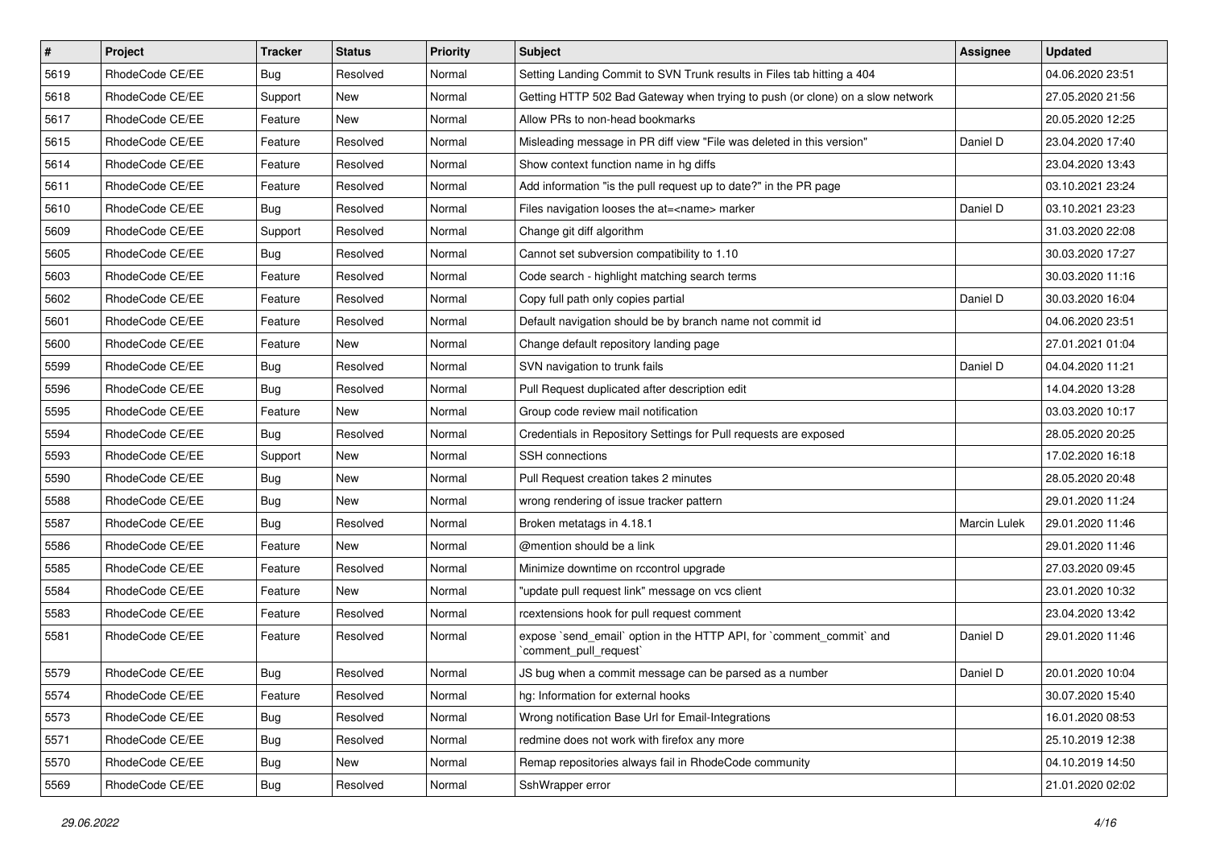| # | Project | Tracker | Status | Priority | Subject | Assignee | Updated |
|---|---|---|---|---|---|---|---|
| 5619 | RhodeCode CE/EE | Bug | Resolved | Normal | Setting Landing Commit to SVN Trunk results in Files tab hitting a 404 | | 04.06.2020 23:51 |
| 5618 | RhodeCode CE/EE | Support | New | Normal | Getting HTTP 502 Bad Gateway when trying to push (or clone) on a slow network | | 27.05.2020 21:56 |
| 5617 | RhodeCode CE/EE | Feature | New | Normal | Allow PRs to non-head bookmarks | | 20.05.2020 12:25 |
| 5615 | RhodeCode CE/EE | Feature | Resolved | Normal | Misleading message in PR diff view "File was deleted in this version" | Daniel D | 23.04.2020 17:40 |
| 5614 | RhodeCode CE/EE | Feature | Resolved | Normal | Show context function name in hg diffs | | 23.04.2020 13:43 |
| 5611 | RhodeCode CE/EE | Feature | Resolved | Normal | Add information "is the pull request up to date?" in the PR page | | 03.10.2021 23:24 |
| 5610 | RhodeCode CE/EE | Bug | Resolved | Normal | Files navigation looses the at=<name> marker | Daniel D | 03.10.2021 23:23 |
| 5609 | RhodeCode CE/EE | Support | Resolved | Normal | Change git diff algorithm | | 31.03.2020 22:08 |
| 5605 | RhodeCode CE/EE | Bug | Resolved | Normal | Cannot set subversion compatibility to 1.10 | | 30.03.2020 17:27 |
| 5603 | RhodeCode CE/EE | Feature | Resolved | Normal | Code search - highlight matching search terms | | 30.03.2020 11:16 |
| 5602 | RhodeCode CE/EE | Feature | Resolved | Normal | Copy full path only copies partial | Daniel D | 30.03.2020 16:04 |
| 5601 | RhodeCode CE/EE | Feature | Resolved | Normal | Default navigation should be by branch name not commit id | | 04.06.2020 23:51 |
| 5600 | RhodeCode CE/EE | Feature | New | Normal | Change default repository landing page | | 27.01.2021 01:04 |
| 5599 | RhodeCode CE/EE | Bug | Resolved | Normal | SVN navigation to trunk fails | Daniel D | 04.04.2020 11:21 |
| 5596 | RhodeCode CE/EE | Bug | Resolved | Normal | Pull Request duplicated after description edit | | 14.04.2020 13:28 |
| 5595 | RhodeCode CE/EE | Feature | New | Normal | Group code review mail notification | | 03.03.2020 10:17 |
| 5594 | RhodeCode CE/EE | Bug | Resolved | Normal | Credentials in Repository Settings for Pull requests are exposed | | 28.05.2020 20:25 |
| 5593 | RhodeCode CE/EE | Support | New | Normal | SSH connections | | 17.02.2020 16:18 |
| 5590 | RhodeCode CE/EE | Bug | New | Normal | Pull Request creation takes 2 minutes | | 28.05.2020 20:48 |
| 5588 | RhodeCode CE/EE | Bug | New | Normal | wrong rendering of issue tracker pattern | | 29.01.2020 11:24 |
| 5587 | RhodeCode CE/EE | Bug | Resolved | Normal | Broken metatags in 4.18.1 | Marcin Lulek | 29.01.2020 11:46 |
| 5586 | RhodeCode CE/EE | Feature | New | Normal | @mention should be a link | | 29.01.2020 11:46 |
| 5585 | RhodeCode CE/EE | Feature | Resolved | Normal | Minimize downtime on rccontrol upgrade | | 27.03.2020 09:45 |
| 5584 | RhodeCode CE/EE | Feature | New | Normal | "update pull request link" message on vcs client | | 23.01.2020 10:32 |
| 5583 | RhodeCode CE/EE | Feature | Resolved | Normal | rcextensions hook for pull request comment | | 23.04.2020 13:42 |
| 5581 | RhodeCode CE/EE | Feature | Resolved | Normal | expose `send_email` option in the HTTP API, for `comment_commit` and `comment_pull_request` | Daniel D | 29.01.2020 11:46 |
| 5579 | RhodeCode CE/EE | Bug | Resolved | Normal | JS bug when a commit message can be parsed as a number | Daniel D | 20.01.2020 10:04 |
| 5574 | RhodeCode CE/EE | Feature | Resolved | Normal | hg: Information for external hooks | | 30.07.2020 15:40 |
| 5573 | RhodeCode CE/EE | Bug | Resolved | Normal | Wrong notification Base Url for Email-Integrations | | 16.01.2020 08:53 |
| 5571 | RhodeCode CE/EE | Bug | Resolved | Normal | redmine does not work with firefox any more | | 25.10.2019 12:38 |
| 5570 | RhodeCode CE/EE | Bug | New | Normal | Remap repositories always fail in RhodeCode community | | 04.10.2019 14:50 |
| 5569 | RhodeCode CE/EE | Bug | Resolved | Normal | SshWrapper error | | 21.01.2020 02:02 |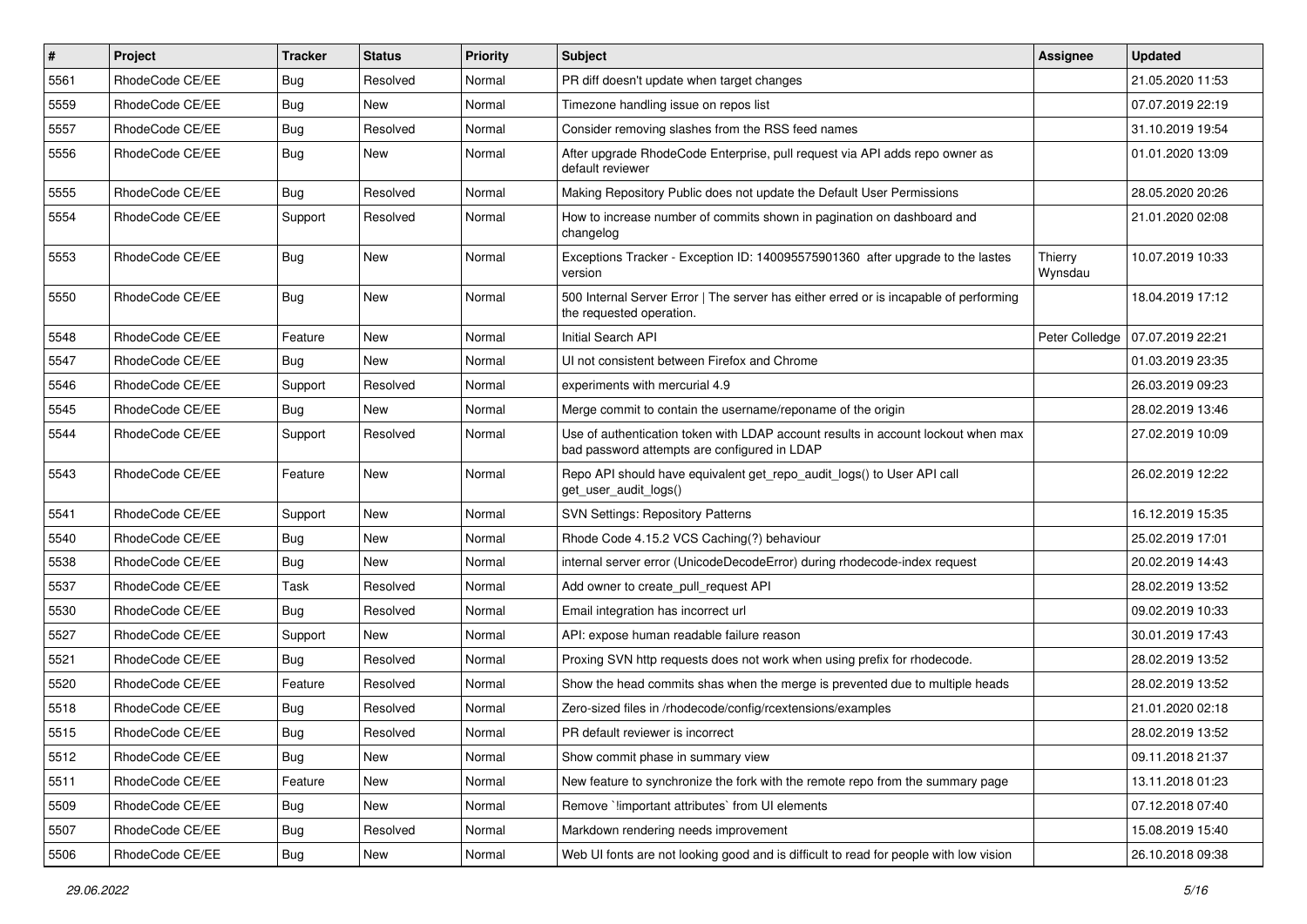| # | Project | Tracker | Status | Priority | Subject | Assignee | Updated |
|---|---|---|---|---|---|---|---|
| 5561 | RhodeCode CE/EE | Bug | Resolved | Normal | PR diff doesn't update when target changes | | 21.05.2020 11:53 |
| 5559 | RhodeCode CE/EE | Bug | New | Normal | Timezone handling issue on repos list | | 07.07.2019 22:19 |
| 5557 | RhodeCode CE/EE | Bug | Resolved | Normal | Consider removing slashes from the RSS feed names | | 31.10.2019 19:54 |
| 5556 | RhodeCode CE/EE | Bug | New | Normal | After upgrade RhodeCode Enterprise, pull request via API adds repo owner as default reviewer | | 01.01.2020 13:09 |
| 5555 | RhodeCode CE/EE | Bug | Resolved | Normal | Making Repository Public does not update the Default User Permissions | | 28.05.2020 20:26 |
| 5554 | RhodeCode CE/EE | Support | Resolved | Normal | How to increase number of commits shown in pagination on dashboard and changelog | | 21.01.2020 02:08 |
| 5553 | RhodeCode CE/EE | Bug | New | Normal | Exceptions Tracker - Exception ID: 140095575901360 after upgrade to the lastes version | Thierry Wynsdau | 10.07.2019 10:33 |
| 5550 | RhodeCode CE/EE | Bug | New | Normal | 500 Internal Server Error \| The server has either erred or is incapable of performing the requested operation. | | 18.04.2019 17:12 |
| 5548 | RhodeCode CE/EE | Feature | New | Normal | Initial Search API | Peter Colledge | 07.07.2019 22:21 |
| 5547 | RhodeCode CE/EE | Bug | New | Normal | UI not consistent between Firefox and Chrome | | 01.03.2019 23:35 |
| 5546 | RhodeCode CE/EE | Support | Resolved | Normal | experiments with mercurial 4.9 | | 26.03.2019 09:23 |
| 5545 | RhodeCode CE/EE | Bug | New | Normal | Merge commit to contain the username/reponame of the origin | | 28.02.2019 13:46 |
| 5544 | RhodeCode CE/EE | Support | Resolved | Normal | Use of authentication token with LDAP account results in account lockout when max bad password attempts are configured in LDAP | | 27.02.2019 10:09 |
| 5543 | RhodeCode CE/EE | Feature | New | Normal | Repo API should have equivalent get_repo_audit_logs() to User API call get_user_audit_logs() | | 26.02.2019 12:22 |
| 5541 | RhodeCode CE/EE | Support | New | Normal | SVN Settings: Repository Patterns | | 16.12.2019 15:35 |
| 5540 | RhodeCode CE/EE | Bug | New | Normal | Rhode Code 4.15.2 VCS Caching(?) behaviour | | 25.02.2019 17:01 |
| 5538 | RhodeCode CE/EE | Bug | New | Normal | internal server error (UnicodeDecodeError) during rhodecode-index request | | 20.02.2019 14:43 |
| 5537 | RhodeCode CE/EE | Task | Resolved | Normal | Add owner to create_pull_request API | | 28.02.2019 13:52 |
| 5530 | RhodeCode CE/EE | Bug | Resolved | Normal | Email integration has incorrect url | | 09.02.2019 10:33 |
| 5527 | RhodeCode CE/EE | Support | New | Normal | API: expose human readable failure reason | | 30.01.2019 17:43 |
| 5521 | RhodeCode CE/EE | Bug | Resolved | Normal | Proxying SVN http requests does not work when using prefix for rhodecode. | | 28.02.2019 13:52 |
| 5520 | RhodeCode CE/EE | Feature | Resolved | Normal | Show the head commits shas when the merge is prevented due to multiple heads | | 28.02.2019 13:52 |
| 5518 | RhodeCode CE/EE | Bug | Resolved | Normal | Zero-sized files in /rhodecode/config/rcextensions/examples | | 21.01.2020 02:18 |
| 5515 | RhodeCode CE/EE | Bug | Resolved | Normal | PR default reviewer is incorrect | | 28.02.2019 13:52 |
| 5512 | RhodeCode CE/EE | Bug | New | Normal | Show commit phase in summary view | | 09.11.2018 21:37 |
| 5511 | RhodeCode CE/EE | Feature | New | Normal | New feature to synchronize the fork with the remote repo from the summary page | | 13.11.2018 01:23 |
| 5509 | RhodeCode CE/EE | Bug | New | Normal | Remove `!important attributes` from UI elements | | 07.12.2018 07:40 |
| 5507 | RhodeCode CE/EE | Bug | Resolved | Normal | Markdown rendering needs improvement | | 15.08.2019 15:40 |
| 5506 | RhodeCode CE/EE | Bug | New | Normal | Web UI fonts are not looking good and is difficult to read for people with low vision | | 26.10.2018 09:38 |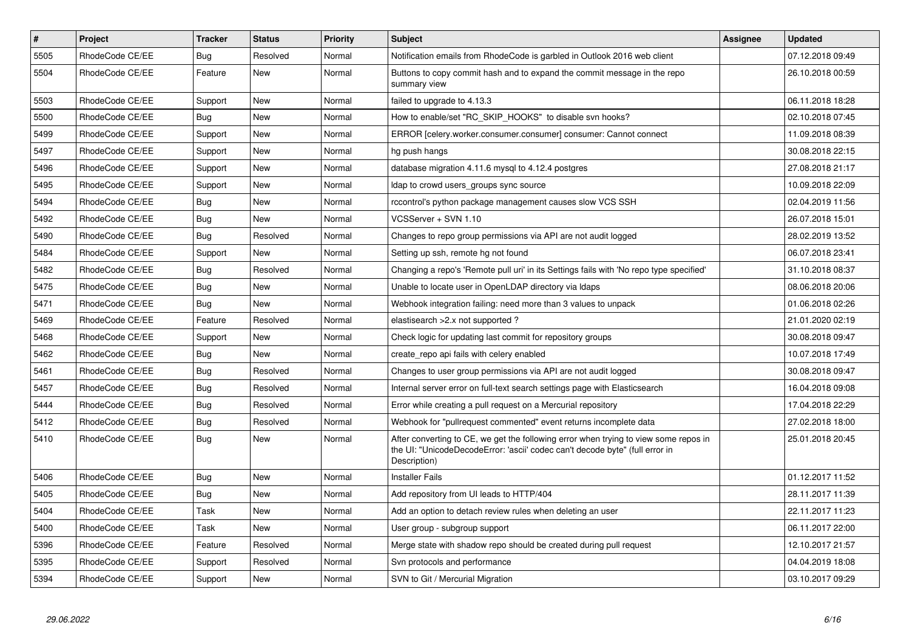| # | Project | Tracker | Status | Priority | Subject | Assignee | Updated |
|---|---|---|---|---|---|---|---|
| 5505 | RhodeCode CE/EE | Bug | Resolved | Normal | Notification emails from RhodeCode is garbled in Outlook 2016 web client | | 07.12.2018 09:49 |
| 5504 | RhodeCode CE/EE | Feature | New | Normal | Buttons to copy commit hash and to expand the commit message in the repo summary view | | 26.10.2018 00:59 |
| 5503 | RhodeCode CE/EE | Support | New | Normal | failed to upgrade to 4.13.3 | | 06.11.2018 18:28 |
| 5500 | RhodeCode CE/EE | Bug | New | Normal | How to enable/set "RC_SKIP_HOOKS" to disable svn hooks? | | 02.10.2018 07:45 |
| 5499 | RhodeCode CE/EE | Support | New | Normal | ERROR [celery.worker.consumer.consumer] consumer: Cannot connect | | 11.09.2018 08:39 |
| 5497 | RhodeCode CE/EE | Support | New | Normal | hg push hangs | | 30.08.2018 22:15 |
| 5496 | RhodeCode CE/EE | Support | New | Normal | database migration 4.11.6 mysql to 4.12.4 postgres | | 27.08.2018 21:17 |
| 5495 | RhodeCode CE/EE | Support | New | Normal | ldap to crowd users_groups sync source | | 10.09.2018 22:09 |
| 5494 | RhodeCode CE/EE | Bug | New | Normal | rccontrol's python package management causes slow VCS SSH | | 02.04.2019 11:56 |
| 5492 | RhodeCode CE/EE | Bug | New | Normal | VCSServer + SVN 1.10 | | 26.07.2018 15:01 |
| 5490 | RhodeCode CE/EE | Bug | Resolved | Normal | Changes to repo group permissions via API are not audit logged | | 28.02.2019 13:52 |
| 5484 | RhodeCode CE/EE | Support | New | Normal | Setting up ssh, remote hg not found | | 06.07.2018 23:41 |
| 5482 | RhodeCode CE/EE | Bug | Resolved | Normal | Changing a repo's 'Remote pull uri' in its Settings fails with 'No repo type specified' | | 31.10.2018 08:37 |
| 5475 | RhodeCode CE/EE | Bug | New | Normal | Unable to locate user in OpenLDAP directory via ldaps | | 08.06.2018 20:06 |
| 5471 | RhodeCode CE/EE | Bug | New | Normal | Webhook integration failing: need more than 3 values to unpack | | 01.06.2018 02:26 |
| 5469 | RhodeCode CE/EE | Feature | Resolved | Normal | elastisearch >2.x not supported ? | | 21.01.2020 02:19 |
| 5468 | RhodeCode CE/EE | Support | New | Normal | Check logic for updating last commit for repository groups | | 30.08.2018 09:47 |
| 5462 | RhodeCode CE/EE | Bug | New | Normal | create_repo api fails with celery enabled | | 10.07.2018 17:49 |
| 5461 | RhodeCode CE/EE | Bug | Resolved | Normal | Changes to user group permissions via API are not audit logged | | 30.08.2018 09:47 |
| 5457 | RhodeCode CE/EE | Bug | Resolved | Normal | Internal server error on full-text search settings page with Elasticsearch | | 16.04.2018 09:08 |
| 5444 | RhodeCode CE/EE | Bug | Resolved | Normal | Error while creating a pull request on a Mercurial repository | | 17.04.2018 22:29 |
| 5412 | RhodeCode CE/EE | Bug | Resolved | Normal | Webhook for "pullrequest commented" event returns incomplete data | | 27.02.2018 18:00 |
| 5410 | RhodeCode CE/EE | Bug | New | Normal | After converting to CE, we get the following error when trying to view some repos in the UI: "UnicodeDecodeError: 'ascii' codec can't decode byte" (full error in Description) | | 25.01.2018 20:45 |
| 5406 | RhodeCode CE/EE | Bug | New | Normal | Installer Fails | | 01.12.2017 11:52 |
| 5405 | RhodeCode CE/EE | Bug | New | Normal | Add repository from UI leads to HTTP/404 | | 28.11.2017 11:39 |
| 5404 | RhodeCode CE/EE | Task | New | Normal | Add an option to detach review rules when deleting an user | | 22.11.2017 11:23 |
| 5400 | RhodeCode CE/EE | Task | New | Normal | User group - subgroup support | | 06.11.2017 22:00 |
| 5396 | RhodeCode CE/EE | Feature | Resolved | Normal | Merge state with shadow repo should be created during pull request | | 12.10.2017 21:57 |
| 5395 | RhodeCode CE/EE | Support | Resolved | Normal | Svn protocols and performance | | 04.04.2019 18:08 |
| 5394 | RhodeCode CE/EE | Support | New | Normal | SVN to Git / Mercurial Migration | | 03.10.2017 09:29 |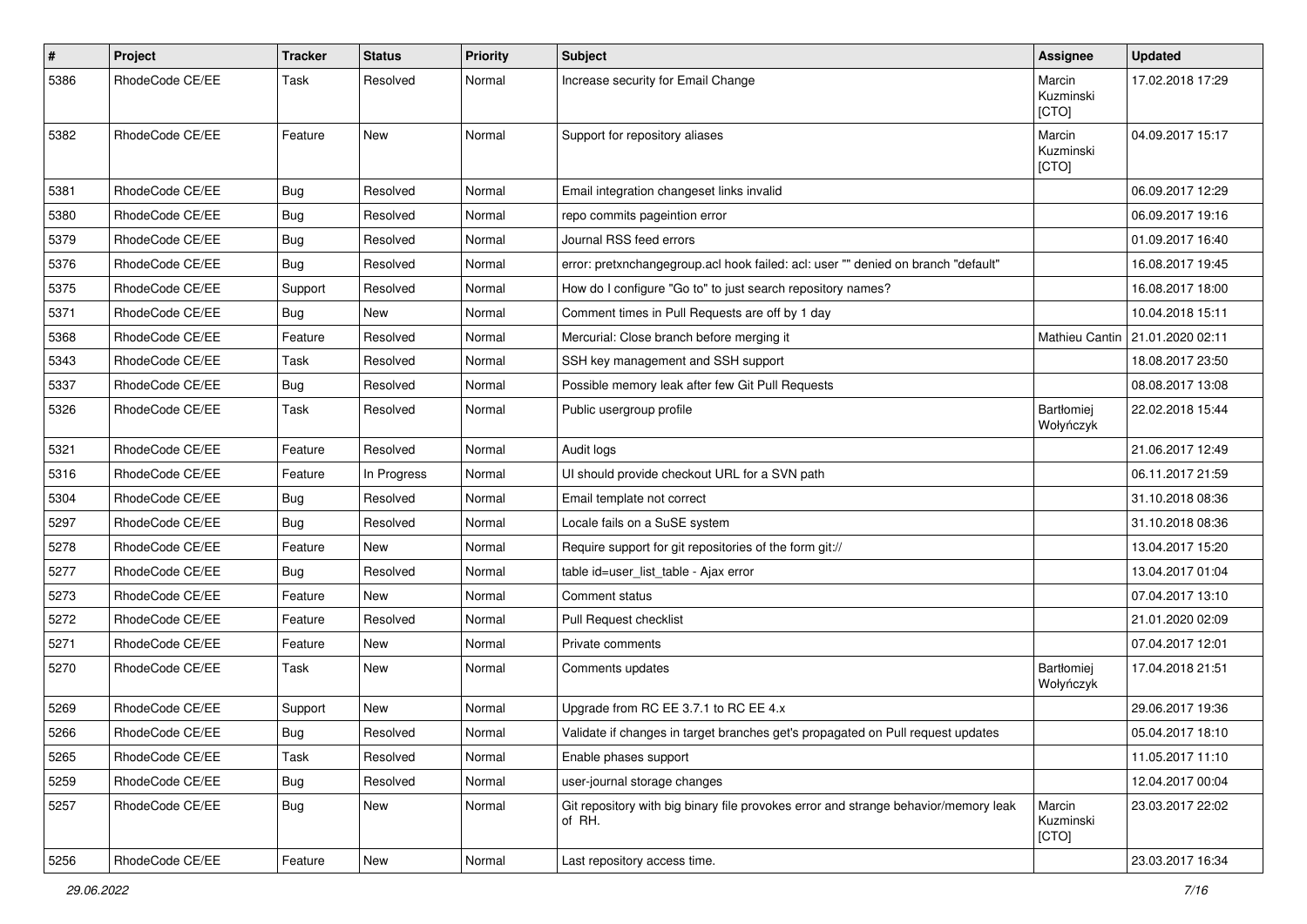| # | Project | Tracker | Status | Priority | Subject | Assignee | Updated |
|---|---|---|---|---|---|---|---|
| 5386 | RhodeCode CE/EE | Task | Resolved | Normal | Increase security for Email Change | Marcin Kuzminski [CTO] | 17.02.2018 17:29 |
| 5382 | RhodeCode CE/EE | Feature | New | Normal | Support for repository aliases | Marcin Kuzminski [CTO] | 04.09.2017 15:17 |
| 5381 | RhodeCode CE/EE | Bug | Resolved | Normal | Email integration changeset links invalid | | 06.09.2017 12:29 |
| 5380 | RhodeCode CE/EE | Bug | Resolved | Normal | repo commits pageintion error | | 06.09.2017 19:16 |
| 5379 | RhodeCode CE/EE | Bug | Resolved | Normal | Journal RSS feed errors | | 01.09.2017 16:40 |
| 5376 | RhodeCode CE/EE | Bug | Resolved | Normal | error: pretxnchangegroup.acl hook failed: acl: user "" denied on branch "default" | | 16.08.2017 19:45 |
| 5375 | RhodeCode CE/EE | Support | Resolved | Normal | How do I configure "Go to" to just search repository names? | | 16.08.2017 18:00 |
| 5371 | RhodeCode CE/EE | Bug | New | Normal | Comment times in Pull Requests are off by 1 day | | 10.04.2018 15:11 |
| 5368 | RhodeCode CE/EE | Feature | Resolved | Normal | Mercurial: Close branch before merging it | Mathieu Cantin | 21.01.2020 02:11 |
| 5343 | RhodeCode CE/EE | Task | Resolved | Normal | SSH key management and SSH support | | 18.08.2017 23:50 |
| 5337 | RhodeCode CE/EE | Bug | Resolved | Normal | Possible memory leak after few Git Pull Requests | | 08.08.2017 13:08 |
| 5326 | RhodeCode CE/EE | Task | Resolved | Normal | Public usergroup profile | Bartłomiej Wołyńczyk | 22.02.2018 15:44 |
| 5321 | RhodeCode CE/EE | Feature | Resolved | Normal | Audit logs | | 21.06.2017 12:49 |
| 5316 | RhodeCode CE/EE | Feature | In Progress | Normal | UI should provide checkout URL for a SVN path | | 06.11.2017 21:59 |
| 5304 | RhodeCode CE/EE | Bug | Resolved | Normal | Email template not correct | | 31.10.2018 08:36 |
| 5297 | RhodeCode CE/EE | Bug | Resolved | Normal | Locale fails on a SuSE system | | 31.10.2018 08:36 |
| 5278 | RhodeCode CE/EE | Feature | New | Normal | Require support for git repositories of the form git:// | | 13.04.2017 15:20 |
| 5277 | RhodeCode CE/EE | Bug | Resolved | Normal | table id=user_list_table - Ajax error | | 13.04.2017 01:04 |
| 5273 | RhodeCode CE/EE | Feature | New | Normal | Comment status | | 07.04.2017 13:10 |
| 5272 | RhodeCode CE/EE | Feature | Resolved | Normal | Pull Request checklist | | 21.01.2020 02:09 |
| 5271 | RhodeCode CE/EE | Feature | New | Normal | Private comments | | 07.04.2017 12:01 |
| 5270 | RhodeCode CE/EE | Task | New | Normal | Comments updates | Bartłomiej Wołyńczyk | 17.04.2018 21:51 |
| 5269 | RhodeCode CE/EE | Support | New | Normal | Upgrade from RC EE 3.7.1 to RC EE 4.x | | 29.06.2017 19:36 |
| 5266 | RhodeCode CE/EE | Bug | Resolved | Normal | Validate if changes in target branches get's propagated on Pull request updates | | 05.04.2017 18:10 |
| 5265 | RhodeCode CE/EE | Task | Resolved | Normal | Enable phases support | | 11.05.2017 11:10 |
| 5259 | RhodeCode CE/EE | Bug | Resolved | Normal | user-journal storage changes | | 12.04.2017 00:04 |
| 5257 | RhodeCode CE/EE | Bug | New | Normal | Git repository with big binary file provokes error and strange behavior/memory leak of RH. | Marcin Kuzminski [CTO] | 23.03.2017 22:02 |
| 5256 | RhodeCode CE/EE | Feature | New | Normal | Last repository access time. | | 23.03.2017 16:34 |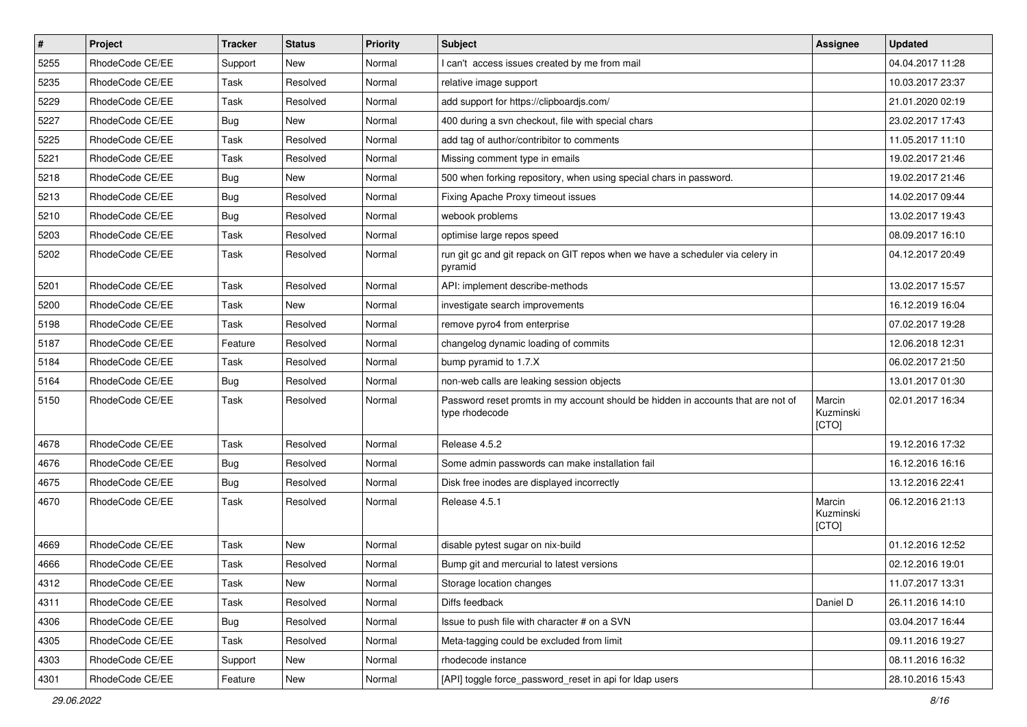| # | Project | Tracker | Status | Priority | Subject | Assignee | Updated |
|---|---|---|---|---|---|---|---|
| 5255 | RhodeCode CE/EE | Support | New | Normal | I can't  access issues created by me from mail | | 04.04.2017 11:28 |
| 5235 | RhodeCode CE/EE | Task | Resolved | Normal | relative image support | | 10.03.2017 23:37 |
| 5229 | RhodeCode CE/EE | Task | Resolved | Normal | add support for https://clipboardjs.com/ | | 21.01.2020 02:19 |
| 5227 | RhodeCode CE/EE | Bug | New | Normal | 400 during a svn checkout, file with special chars | | 23.02.2017 17:43 |
| 5225 | RhodeCode CE/EE | Task | Resolved | Normal | add tag of author/contribitor to comments | | 11.05.2017 11:10 |
| 5221 | RhodeCode CE/EE | Task | Resolved | Normal | Missing comment type in emails | | 19.02.2017 21:46 |
| 5218 | RhodeCode CE/EE | Bug | New | Normal | 500 when forking repository, when using special chars in password. | | 19.02.2017 21:46 |
| 5213 | RhodeCode CE/EE | Bug | Resolved | Normal | Fixing Apache Proxy timeout issues | | 14.02.2017 09:44 |
| 5210 | RhodeCode CE/EE | Bug | Resolved | Normal | webook problems | | 13.02.2017 19:43 |
| 5203 | RhodeCode CE/EE | Task | Resolved | Normal | optimise large repos speed | | 08.09.2017 16:10 |
| 5202 | RhodeCode CE/EE | Task | Resolved | Normal | run git gc and git repack on GIT repos when we have a scheduler via celery in pyramid | | 04.12.2017 20:49 |
| 5201 | RhodeCode CE/EE | Task | Resolved | Normal | API: implement describe-methods | | 13.02.2017 15:57 |
| 5200 | RhodeCode CE/EE | Task | New | Normal | investigate search improvements | | 16.12.2019 16:04 |
| 5198 | RhodeCode CE/EE | Task | Resolved | Normal | remove pyro4 from enterprise | | 07.02.2017 19:28 |
| 5187 | RhodeCode CE/EE | Feature | Resolved | Normal | changelog dynamic loading of commits | | 12.06.2018 12:31 |
| 5184 | RhodeCode CE/EE | Task | Resolved | Normal | bump pyramid to 1.7.X | | 06.02.2017 21:50 |
| 5164 | RhodeCode CE/EE | Bug | Resolved | Normal | non-web calls are leaking session objects | | 13.01.2017 01:30 |
| 5150 | RhodeCode CE/EE | Task | Resolved | Normal | Password reset promts in my account should be hidden in accounts that are not of type rhodecode | Marcin Kuzminski [CTO] | 02.01.2017 16:34 |
| 4678 | RhodeCode CE/EE | Task | Resolved | Normal | Release 4.5.2 | | 19.12.2016 17:32 |
| 4676 | RhodeCode CE/EE | Bug | Resolved | Normal | Some admin passwords can make installation fail | | 16.12.2016 16:16 |
| 4675 | RhodeCode CE/EE | Bug | Resolved | Normal | Disk free inodes are displayed incorrectly | | 13.12.2016 22:41 |
| 4670 | RhodeCode CE/EE | Task | Resolved | Normal | Release 4.5.1 | Marcin Kuzminski [CTO] | 06.12.2016 21:13 |
| 4669 | RhodeCode CE/EE | Task | New | Normal | disable pytest sugar on nix-build | | 01.12.2016 12:52 |
| 4666 | RhodeCode CE/EE | Task | Resolved | Normal | Bump git and mercurial to latest versions | | 02.12.2016 19:01 |
| 4312 | RhodeCode CE/EE | Task | New | Normal | Storage location changes | | 11.07.2017 13:31 |
| 4311 | RhodeCode CE/EE | Task | Resolved | Normal | Diffs feedback | Daniel D | 26.11.2016 14:10 |
| 4306 | RhodeCode CE/EE | Bug | Resolved | Normal | Issue to push file with character # on a SVN | | 03.04.2017 16:44 |
| 4305 | RhodeCode CE/EE | Task | Resolved | Normal | Meta-tagging could be excluded from limit | | 09.11.2016 19:27 |
| 4303 | RhodeCode CE/EE | Support | New | Normal | rhodecode instance | | 08.11.2016 16:32 |
| 4301 | RhodeCode CE/EE | Feature | New | Normal | [API] toggle force_password_reset in api for ldap users | | 28.10.2016 15:43 |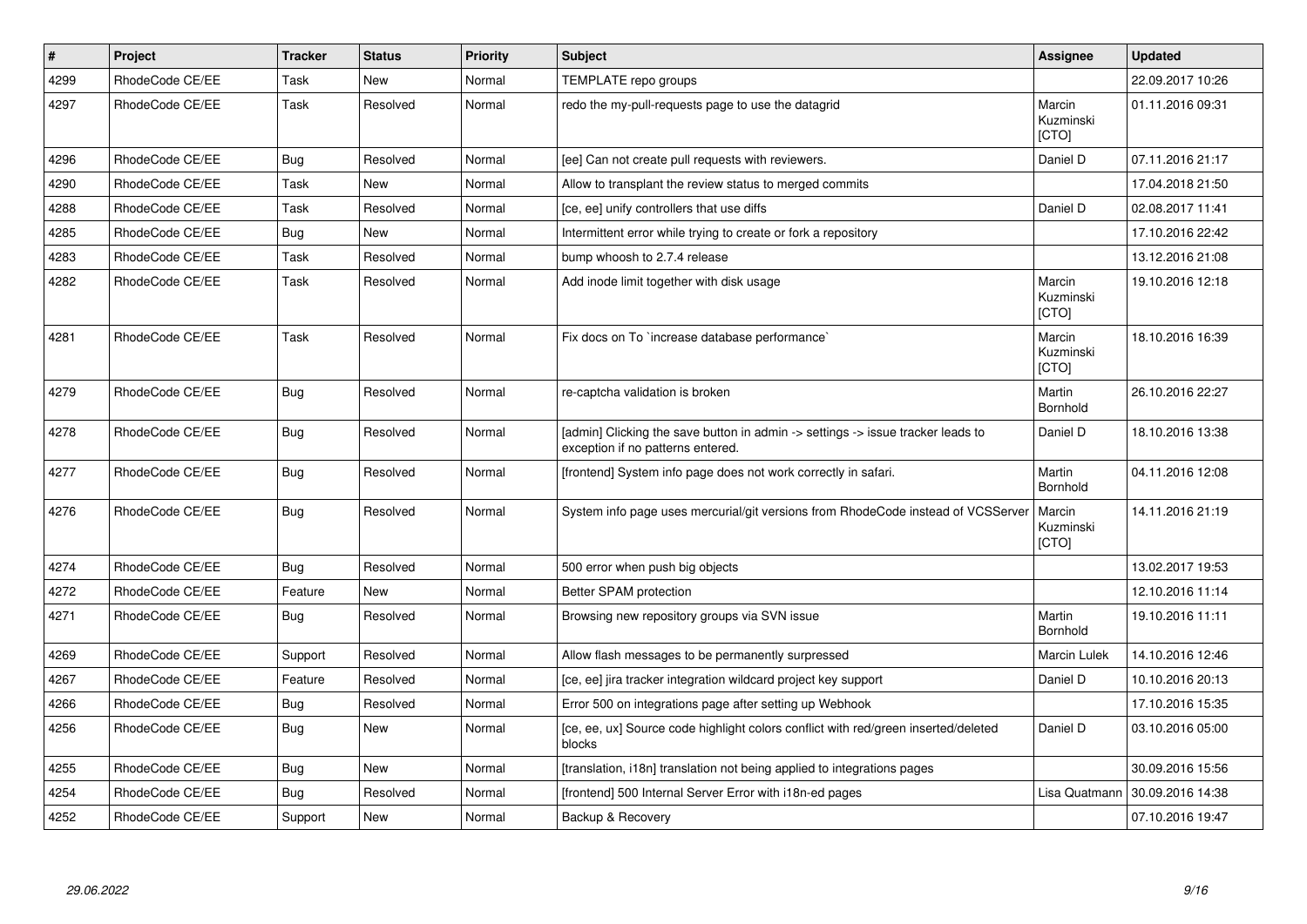| # | Project | Tracker | Status | Priority | Subject | Assignee | Updated |
|---|---|---|---|---|---|---|---|
| 4299 | RhodeCode CE/EE | Task | New | Normal | TEMPLATE repo groups | | 22.09.2017 10:26 |
| 4297 | RhodeCode CE/EE | Task | Resolved | Normal | redo the my-pull-requests page to use the datagrid | Marcin Kuzminski [CTO] | 01.11.2016 09:31 |
| 4296 | RhodeCode CE/EE | Bug | Resolved | Normal | [ee] Can not create pull requests with reviewers. | Daniel D | 07.11.2016 21:17 |
| 4290 | RhodeCode CE/EE | Task | New | Normal | Allow to transplant the review status to merged commits | | 17.04.2018 21:50 |
| 4288 | RhodeCode CE/EE | Task | Resolved | Normal | [ce, ee] unify controllers that use diffs | Daniel D | 02.08.2017 11:41 |
| 4285 | RhodeCode CE/EE | Bug | New | Normal | Intermittent error while trying to create or fork a repository | | 17.10.2016 22:42 |
| 4283 | RhodeCode CE/EE | Task | Resolved | Normal | bump whoosh to 2.7.4 release | | 13.12.2016 21:08 |
| 4282 | RhodeCode CE/EE | Task | Resolved | Normal | Add inode limit together with disk usage | Marcin Kuzminski [CTO] | 19.10.2016 12:18 |
| 4281 | RhodeCode CE/EE | Task | Resolved | Normal | Fix docs on To `increase database performance` | Marcin Kuzminski [CTO] | 18.10.2016 16:39 |
| 4279 | RhodeCode CE/EE | Bug | Resolved | Normal | re-captcha validation is broken | Martin Bornhold | 26.10.2016 22:27 |
| 4278 | RhodeCode CE/EE | Bug | Resolved | Normal | [admin] Clicking the save button in admin -> settings -> issue tracker leads to exception if no patterns entered. | Daniel D | 18.10.2016 13:38 |
| 4277 | RhodeCode CE/EE | Bug | Resolved | Normal | [frontend] System info page does not work correctly in safari. | Martin Bornhold | 04.11.2016 12:08 |
| 4276 | RhodeCode CE/EE | Bug | Resolved | Normal | System info page uses mercurial/git versions from RhodeCode instead of VCSServer | Marcin Kuzminski [CTO] | 14.11.2016 21:19 |
| 4274 | RhodeCode CE/EE | Bug | Resolved | Normal | 500 error when push big objects | | 13.02.2017 19:53 |
| 4272 | RhodeCode CE/EE | Feature | New | Normal | Better SPAM protection | | 12.10.2016 11:14 |
| 4271 | RhodeCode CE/EE | Bug | Resolved | Normal | Browsing new repository groups via SVN issue | Martin Bornhold | 19.10.2016 11:11 |
| 4269 | RhodeCode CE/EE | Support | Resolved | Normal | Allow flash messages to be permanently surpressed | Marcin Lulek | 14.10.2016 12:46 |
| 4267 | RhodeCode CE/EE | Feature | Resolved | Normal | [ce, ee] jira tracker integration wildcard project key support | Daniel D | 10.10.2016 20:13 |
| 4266 | RhodeCode CE/EE | Bug | Resolved | Normal | Error 500 on integrations page after setting up Webhook | | 17.10.2016 15:35 |
| 4256 | RhodeCode CE/EE | Bug | New | Normal | [ce, ee, ux] Source code highlight colors conflict with red/green inserted/deleted blocks | Daniel D | 03.10.2016 05:00 |
| 4255 | RhodeCode CE/EE | Bug | New | Normal | [translation, i18n] translation not being applied to integrations pages | | 30.09.2016 15:56 |
| 4254 | RhodeCode CE/EE | Bug | Resolved | Normal | [frontend] 500 Internal Server Error with i18n-ed pages | Lisa Quatmann | 30.09.2016 14:38 |
| 4252 | RhodeCode CE/EE | Support | New | Normal | Backup & Recovery | | 07.10.2016 19:47 |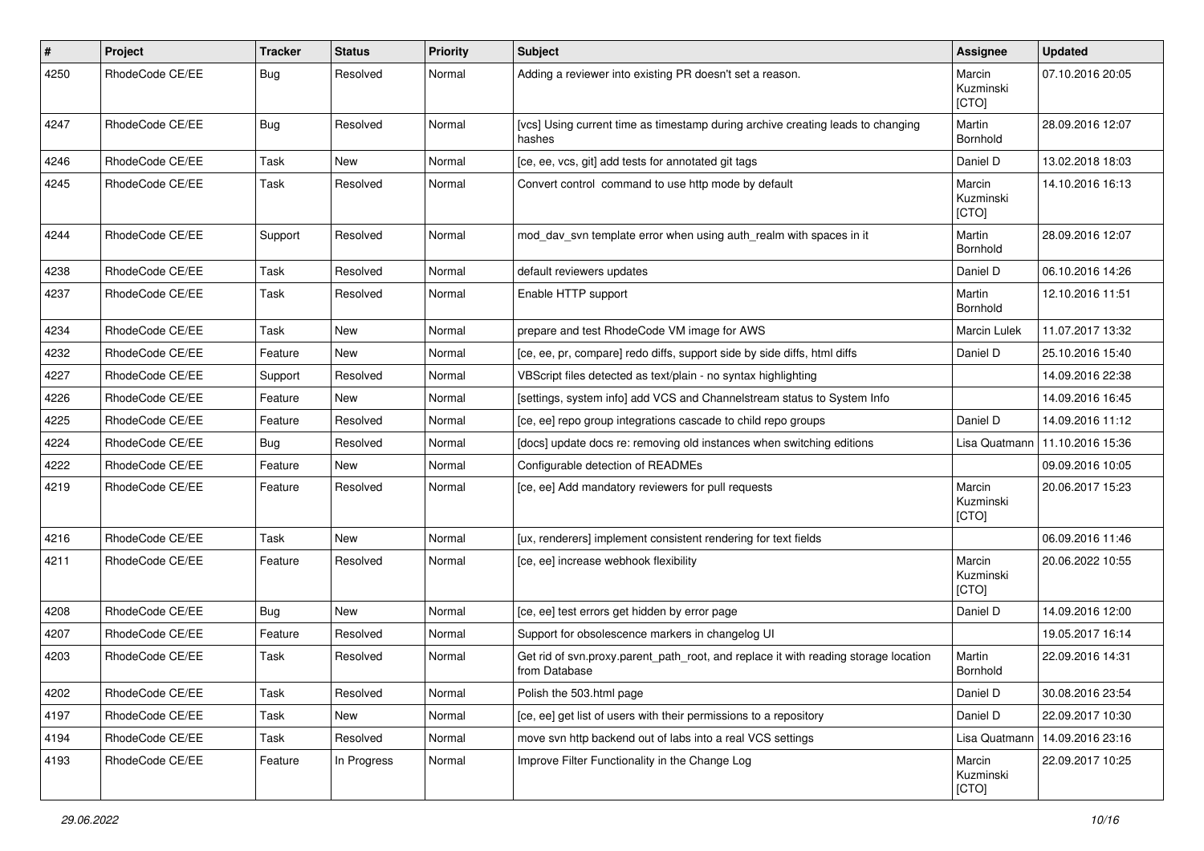| # | Project | Tracker | Status | Priority | Subject | Assignee | Updated |
|---|---|---|---|---|---|---|---|
| 4250 | RhodeCode CE/EE | Bug | Resolved | Normal | Adding a reviewer into existing PR doesn't set a reason. | Marcin Kuzminski [CTO] | 07.10.2016 20:05 |
| 4247 | RhodeCode CE/EE | Bug | Resolved | Normal | [vcs] Using current time as timestamp during archive creating leads to changing hashes | Martin Bornhold | 28.09.2016 12:07 |
| 4246 | RhodeCode CE/EE | Task | New | Normal | [ce, ee, vcs, git] add tests for annotated git tags | Daniel D | 13.02.2018 18:03 |
| 4245 | RhodeCode CE/EE | Task | Resolved | Normal | Convert control command to use http mode by default | Marcin Kuzminski [CTO] | 14.10.2016 16:13 |
| 4244 | RhodeCode CE/EE | Support | Resolved | Normal | mod_dav_svn template error when using auth_realm with spaces in it | Martin Bornhold | 28.09.2016 12:07 |
| 4238 | RhodeCode CE/EE | Task | Resolved | Normal | default reviewers updates | Daniel D | 06.10.2016 14:26 |
| 4237 | RhodeCode CE/EE | Task | Resolved | Normal | Enable HTTP support | Martin Bornhold | 12.10.2016 11:51 |
| 4234 | RhodeCode CE/EE | Task | New | Normal | prepare and test RhodeCode VM image for AWS | Marcin Lulek | 11.07.2017 13:32 |
| 4232 | RhodeCode CE/EE | Feature | New | Normal | [ce, ee, pr, compare] redo diffs, support side by side diffs, html diffs | Daniel D | 25.10.2016 15:40 |
| 4227 | RhodeCode CE/EE | Support | Resolved | Normal | VBScript files detected as text/plain - no syntax highlighting | | 14.09.2016 22:38 |
| 4226 | RhodeCode CE/EE | Feature | New | Normal | [settings, system info] add VCS and Channelstream status to System Info | | 14.09.2016 16:45 |
| 4225 | RhodeCode CE/EE | Feature | Resolved | Normal | [ce, ee] repo group integrations cascade to child repo groups | Daniel D | 14.09.2016 11:12 |
| 4224 | RhodeCode CE/EE | Bug | Resolved | Normal | [docs] update docs re: removing old instances when switching editions | Lisa Quatmann | 11.10.2016 15:36 |
| 4222 | RhodeCode CE/EE | Feature | New | Normal | Configurable detection of READMEs | | 09.09.2016 10:05 |
| 4219 | RhodeCode CE/EE | Feature | Resolved | Normal | [ce, ee] Add mandatory reviewers for pull requests | Marcin Kuzminski [CTO] | 20.06.2017 15:23 |
| 4216 | RhodeCode CE/EE | Task | New | Normal | [ux, renderers] implement consistent rendering for text fields | | 06.09.2016 11:46 |
| 4211 | RhodeCode CE/EE | Feature | Resolved | Normal | [ce, ee] increase webhook flexibility | Marcin Kuzminski [CTO] | 20.06.2022 10:55 |
| 4208 | RhodeCode CE/EE | Bug | New | Normal | [ce, ee] test errors get hidden by error page | Daniel D | 14.09.2016 12:00 |
| 4207 | RhodeCode CE/EE | Feature | Resolved | Normal | Support for obsolescence markers in changelog UI | | 19.05.2017 16:14 |
| 4203 | RhodeCode CE/EE | Task | Resolved | Normal | Get rid of svn.proxy.parent_path_root, and replace it with reading storage location from Database | Martin Bornhold | 22.09.2016 14:31 |
| 4202 | RhodeCode CE/EE | Task | Resolved | Normal | Polish the 503.html page | Daniel D | 30.08.2016 23:54 |
| 4197 | RhodeCode CE/EE | Task | New | Normal | [ce, ee] get list of users with their permissions to a repository | Daniel D | 22.09.2017 10:30 |
| 4194 | RhodeCode CE/EE | Task | Resolved | Normal | move svn http backend out of labs into a real VCS settings | Lisa Quatmann | 14.09.2016 23:16 |
| 4193 | RhodeCode CE/EE | Feature | In Progress | Normal | Improve Filter Functionality in the Change Log | Marcin Kuzminski [CTO] | 22.09.2017 10:25 |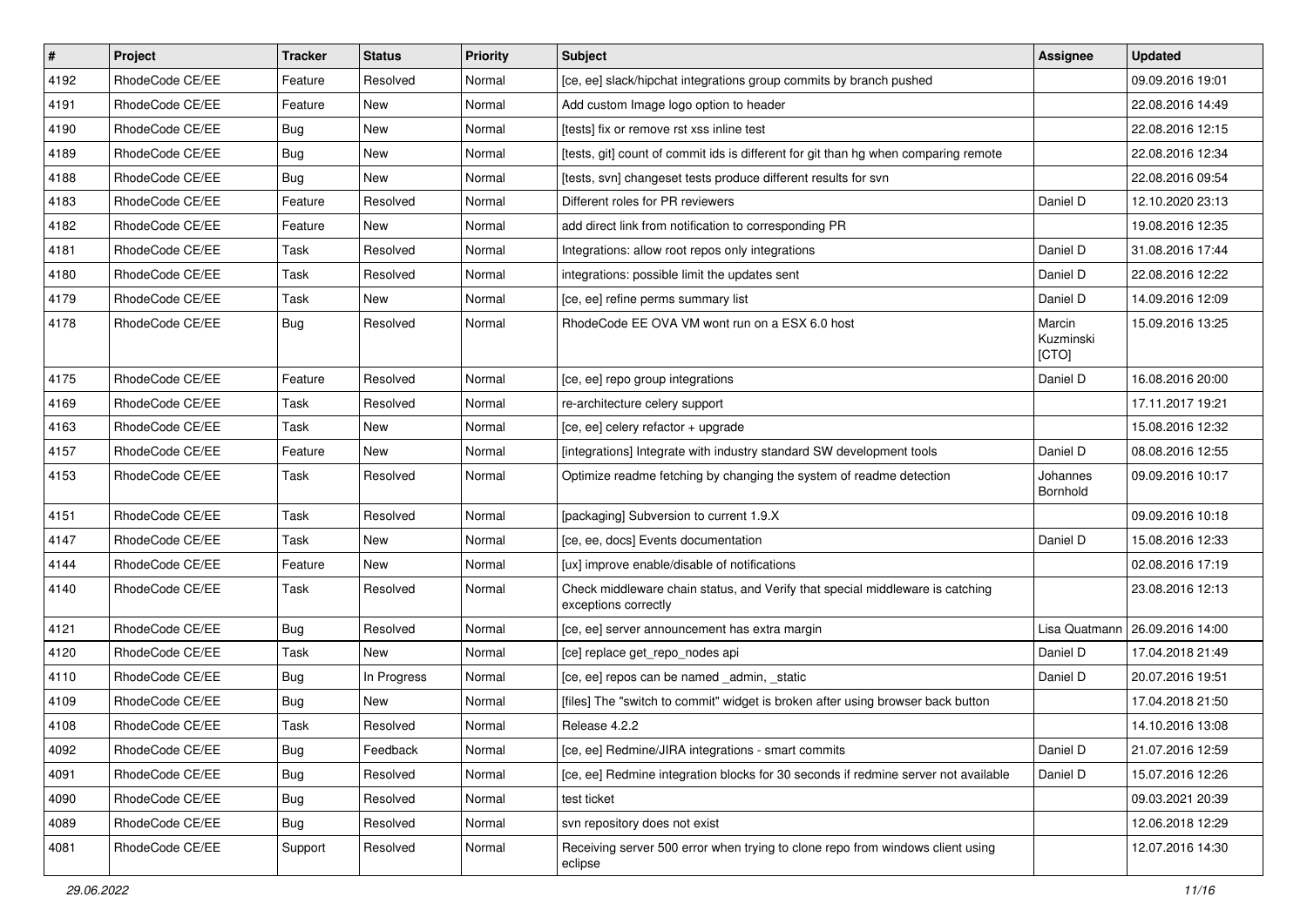| # | Project | Tracker | Status | Priority | Subject | Assignee | Updated |
|---|---|---|---|---|---|---|---|
| 4192 | RhodeCode CE/EE | Feature | Resolved | Normal | [ce, ee] slack/hipchat integrations group commits by branch pushed | | 09.09.2016 19:01 |
| 4191 | RhodeCode CE/EE | Feature | New | Normal | Add custom Image logo option to header | | 22.08.2016 14:49 |
| 4190 | RhodeCode CE/EE | Bug | New | Normal | [tests] fix or remove rst xss inline test | | 22.08.2016 12:15 |
| 4189 | RhodeCode CE/EE | Bug | New | Normal | [tests, git] count of commit ids is different for git than hg when comparing remote | | 22.08.2016 12:34 |
| 4188 | RhodeCode CE/EE | Bug | New | Normal | [tests, svn] changeset tests produce different results for svn | | 22.08.2016 09:54 |
| 4183 | RhodeCode CE/EE | Feature | Resolved | Normal | Different roles for PR reviewers | Daniel D | 12.10.2020 23:13 |
| 4182 | RhodeCode CE/EE | Feature | New | Normal | add direct link from notification to corresponding PR | | 19.08.2016 12:35 |
| 4181 | RhodeCode CE/EE | Task | Resolved | Normal | Integrations: allow root repos only integrations | Daniel D | 31.08.2016 17:44 |
| 4180 | RhodeCode CE/EE | Task | Resolved | Normal | integrations: possible limit the updates sent | Daniel D | 22.08.2016 12:22 |
| 4179 | RhodeCode CE/EE | Task | New | Normal | [ce, ee] refine perms summary list | Daniel D | 14.09.2016 12:09 |
| 4178 | RhodeCode CE/EE | Bug | Resolved | Normal | RhodeCode EE OVA VM wont run on a ESX 6.0 host | Marcin Kuzminski [CTO] | 15.09.2016 13:25 |
| 4175 | RhodeCode CE/EE | Feature | Resolved | Normal | [ce, ee] repo group integrations | Daniel D | 16.08.2016 20:00 |
| 4169 | RhodeCode CE/EE | Task | Resolved | Normal | re-architecture celery support | | 17.11.2017 19:21 |
| 4163 | RhodeCode CE/EE | Task | New | Normal | [ce, ee] celery refactor + upgrade | | 15.08.2016 12:32 |
| 4157 | RhodeCode CE/EE | Feature | New | Normal | [integrations] Integrate with industry standard SW development tools | Daniel D | 08.08.2016 12:55 |
| 4153 | RhodeCode CE/EE | Task | Resolved | Normal | Optimize readme fetching by changing the system of readme detection | Johannes Bornhold | 09.09.2016 10:17 |
| 4151 | RhodeCode CE/EE | Task | Resolved | Normal | [packaging] Subversion to current 1.9.X | | 09.09.2016 10:18 |
| 4147 | RhodeCode CE/EE | Task | New | Normal | [ce, ee, docs] Events documentation | Daniel D | 15.08.2016 12:33 |
| 4144 | RhodeCode CE/EE | Feature | New | Normal | [ux] improve enable/disable of notifications | | 02.08.2016 17:19 |
| 4140 | RhodeCode CE/EE | Task | Resolved | Normal | Check middleware chain status, and Verify that special middleware is catching exceptions correctly | | 23.08.2016 12:13 |
| 4121 | RhodeCode CE/EE | Bug | Resolved | Normal | [ce, ee] server announcement has extra margin | Lisa Quatmann | 26.09.2016 14:00 |
| 4120 | RhodeCode CE/EE | Task | New | Normal | [ce] replace get_repo_nodes api | Daniel D | 17.04.2018 21:49 |
| 4110 | RhodeCode CE/EE | Bug | In Progress | Normal | [ce, ee] repos can be named _admin, _static | Daniel D | 20.07.2016 19:51 |
| 4109 | RhodeCode CE/EE | Bug | New | Normal | [files] The "switch to commit" widget is broken after using browser back button | | 17.04.2018 21:50 |
| 4108 | RhodeCode CE/EE | Task | Resolved | Normal | Release 4.2.2 | | 14.10.2016 13:08 |
| 4092 | RhodeCode CE/EE | Bug | Feedback | Normal | [ce, ee] Redmine/JIRA integrations - smart commits | Daniel D | 21.07.2016 12:59 |
| 4091 | RhodeCode CE/EE | Bug | Resolved | Normal | [ce, ee] Redmine integration blocks for 30 seconds if redmine server not available | Daniel D | 15.07.2016 12:26 |
| 4090 | RhodeCode CE/EE | Bug | Resolved | Normal | test ticket | | 09.03.2021 20:39 |
| 4089 | RhodeCode CE/EE | Bug | Resolved | Normal | svn repository does not exist | | 12.06.2018 12:29 |
| 4081 | RhodeCode CE/EE | Support | Resolved | Normal | Receiving server 500 error when trying to clone repo from windows client using eclipse | | 12.07.2016 14:30 |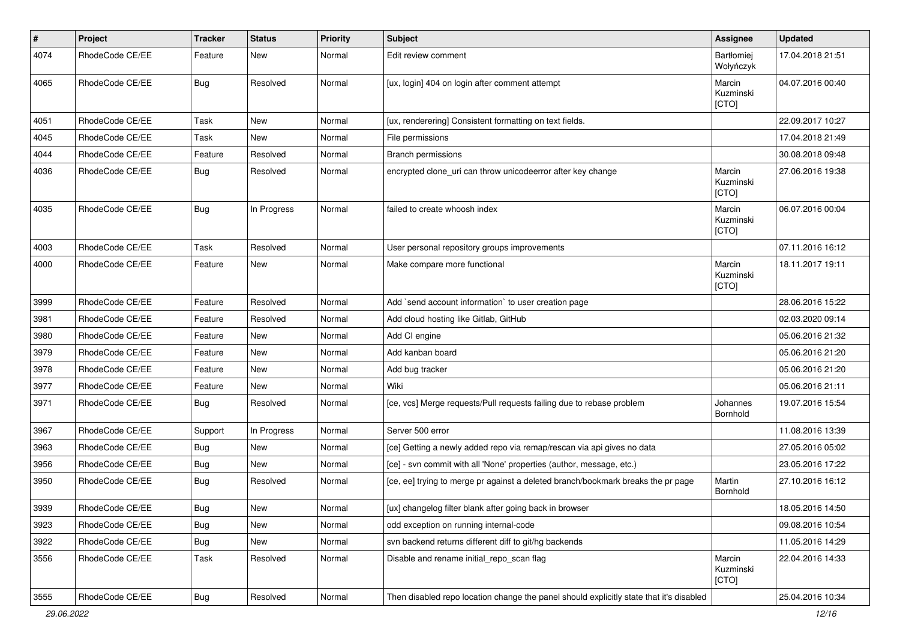| # | Project | Tracker | Status | Priority | Subject | Assignee | Updated |
|---|---|---|---|---|---|---|---|
| 4074 | RhodeCode CE/EE | Feature | New | Normal | Edit review comment | Bartłomiej Wołyńczyk | 17.04.2018 21:51 |
| 4065 | RhodeCode CE/EE | Bug | Resolved | Normal | [ux, login] 404 on login after comment attempt | Marcin Kuzminski [CTO] | 04.07.2016 00:40 |
| 4051 | RhodeCode CE/EE | Task | New | Normal | [ux, renderering] Consistent formatting on text fields. | | 22.09.2017 10:27 |
| 4045 | RhodeCode CE/EE | Task | New | Normal | File permissions | | 17.04.2018 21:49 |
| 4044 | RhodeCode CE/EE | Feature | Resolved | Normal | Branch permissions | | 30.08.2018 09:48 |
| 4036 | RhodeCode CE/EE | Bug | Resolved | Normal | encrypted clone_uri can throw unicodeerror after key change | Marcin Kuzminski [CTO] | 27.06.2016 19:38 |
| 4035 | RhodeCode CE/EE | Bug | In Progress | Normal | failed to create whoosh index | Marcin Kuzminski [CTO] | 06.07.2016 00:04 |
| 4003 | RhodeCode CE/EE | Task | Resolved | Normal | User personal repository groups improvements | | 07.11.2016 16:12 |
| 4000 | RhodeCode CE/EE | Feature | New | Normal | Make compare more functional | Marcin Kuzminski [CTO] | 18.11.2017 19:11 |
| 3999 | RhodeCode CE/EE | Feature | Resolved | Normal | Add `send account information` to user creation page | | 28.06.2016 15:22 |
| 3981 | RhodeCode CE/EE | Feature | Resolved | Normal | Add cloud hosting like Gitlab, GitHub | | 02.03.2020 09:14 |
| 3980 | RhodeCode CE/EE | Feature | New | Normal | Add CI engine | | 05.06.2016 21:32 |
| 3979 | RhodeCode CE/EE | Feature | New | Normal | Add kanban board | | 05.06.2016 21:20 |
| 3978 | RhodeCode CE/EE | Feature | New | Normal | Add bug tracker | | 05.06.2016 21:20 |
| 3977 | RhodeCode CE/EE | Feature | New | Normal | Wiki | | 05.06.2016 21:11 |
| 3971 | RhodeCode CE/EE | Bug | Resolved | Normal | [ce, vcs] Merge requests/Pull requests failing due to rebase problem | Johannes Bornhold | 19.07.2016 15:54 |
| 3967 | RhodeCode CE/EE | Support | In Progress | Normal | Server 500 error | | 11.08.2016 13:39 |
| 3963 | RhodeCode CE/EE | Bug | New | Normal | [ce] Getting a newly added repo via remap/rescan via api gives no data | | 27.05.2016 05:02 |
| 3956 | RhodeCode CE/EE | Bug | New | Normal | [ce] - svn commit with all 'None' properties (author, message, etc.) | | 23.05.2016 17:22 |
| 3950 | RhodeCode CE/EE | Bug | Resolved | Normal | [ce, ee] trying to merge pr against a deleted branch/bookmark breaks the pr page | Martin Bornhold | 27.10.2016 16:12 |
| 3939 | RhodeCode CE/EE | Bug | New | Normal | [ux] changelog filter blank after going back in browser | | 18.05.2016 14:50 |
| 3923 | RhodeCode CE/EE | Bug | New | Normal | odd exception on running internal-code | | 09.08.2016 10:54 |
| 3922 | RhodeCode CE/EE | Bug | New | Normal | svn backend returns different diff to git/hg backends | | 11.05.2016 14:29 |
| 3556 | RhodeCode CE/EE | Task | Resolved | Normal | Disable and rename initial_repo_scan flag | Marcin Kuzminski [CTO] | 22.04.2016 14:33 |
| 3555 | RhodeCode CE/EE | Bug | Resolved | Normal | Then disabled repo location change the panel should explicitly state that it's disabled | | 25.04.2016 10:34 |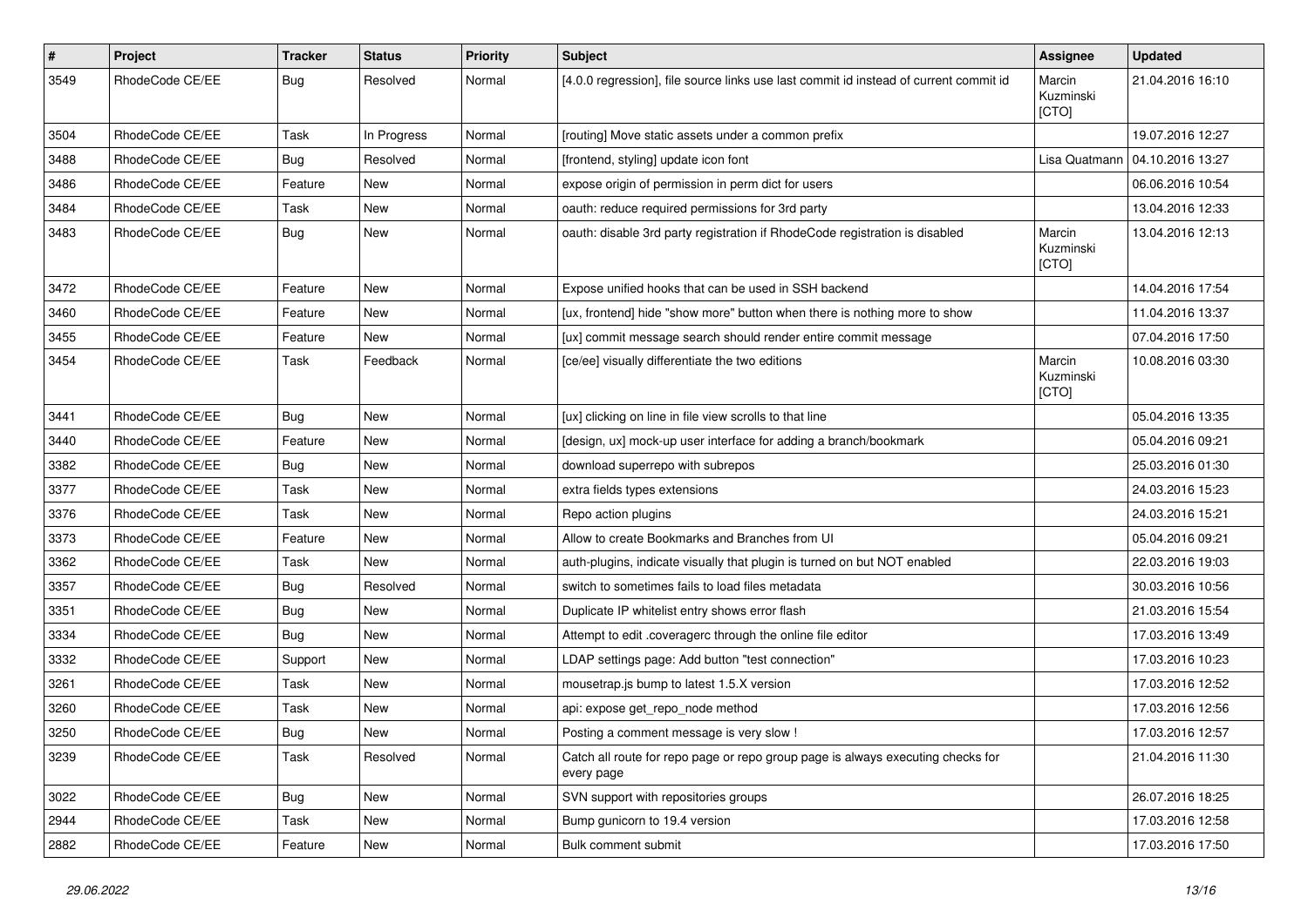| # | Project | Tracker | Status | Priority | Subject | Assignee | Updated |
| --- | --- | --- | --- | --- | --- | --- | --- |
| 3549 | RhodeCode CE/EE | Bug | Resolved | Normal | [4.0.0 regression], file source links use last commit id instead of current commit id | Marcin Kuzminski [CTO] | 21.04.2016 16:10 |
| 3504 | RhodeCode CE/EE | Task | In Progress | Normal | [routing] Move static assets under a common prefix | | 19.07.2016 12:27 |
| 3488 | RhodeCode CE/EE | Bug | Resolved | Normal | [frontend, styling] update icon font | Lisa Quatmann | 04.10.2016 13:27 |
| 3486 | RhodeCode CE/EE | Feature | New | Normal | expose origin of permission in perm dict for users | | 06.06.2016 10:54 |
| 3484 | RhodeCode CE/EE | Task | New | Normal | oauth: reduce required permissions for 3rd party | | 13.04.2016 12:33 |
| 3483 | RhodeCode CE/EE | Bug | New | Normal | oauth: disable 3rd party registration if RhodeCode registration is disabled | Marcin Kuzminski [CTO] | 13.04.2016 12:13 |
| 3472 | RhodeCode CE/EE | Feature | New | Normal | Expose unified hooks that can be used in SSH backend | | 14.04.2016 17:54 |
| 3460 | RhodeCode CE/EE | Feature | New | Normal | [ux, frontend] hide "show more" button when there is nothing more to show | | 11.04.2016 13:37 |
| 3455 | RhodeCode CE/EE | Feature | New | Normal | [ux] commit message search should render entire commit message | | 07.04.2016 17:50 |
| 3454 | RhodeCode CE/EE | Task | Feedback | Normal | [ce/ee] visually differentiate the two editions | Marcin Kuzminski [CTO] | 10.08.2016 03:30 |
| 3441 | RhodeCode CE/EE | Bug | New | Normal | [ux] clicking on line in file view scrolls to that line | | 05.04.2016 13:35 |
| 3440 | RhodeCode CE/EE | Feature | New | Normal | [design, ux] mock-up user interface for adding a branch/bookmark | | 05.04.2016 09:21 |
| 3382 | RhodeCode CE/EE | Bug | New | Normal | download superrepo with subrepos | | 25.03.2016 01:30 |
| 3377 | RhodeCode CE/EE | Task | New | Normal | extra fields types extensions | | 24.03.2016 15:23 |
| 3376 | RhodeCode CE/EE | Task | New | Normal | Repo action plugins | | 24.03.2016 15:21 |
| 3373 | RhodeCode CE/EE | Feature | New | Normal | Allow to create Bookmarks and Branches from UI | | 05.04.2016 09:21 |
| 3362 | RhodeCode CE/EE | Task | New | Normal | auth-plugins, indicate visually that plugin is turned on but NOT enabled | | 22.03.2016 19:03 |
| 3357 | RhodeCode CE/EE | Bug | Resolved | Normal | switch to sometimes fails to load files metadata | | 30.03.2016 10:56 |
| 3351 | RhodeCode CE/EE | Bug | New | Normal | Duplicate IP whitelist entry shows error flash | | 21.03.2016 15:54 |
| 3334 | RhodeCode CE/EE | Bug | New | Normal | Attempt to edit .coveragerc through the online file editor | | 17.03.2016 13:49 |
| 3332 | RhodeCode CE/EE | Support | New | Normal | LDAP settings page: Add button "test connection" | | 17.03.2016 10:23 |
| 3261 | RhodeCode CE/EE | Task | New | Normal | mousetrap.js bump to latest 1.5.X version | | 17.03.2016 12:52 |
| 3260 | RhodeCode CE/EE | Task | New | Normal | api: expose get_repo_node method | | 17.03.2016 12:56 |
| 3250 | RhodeCode CE/EE | Bug | New | Normal | Posting a comment message is very slow ! | | 17.03.2016 12:57 |
| 3239 | RhodeCode CE/EE | Task | Resolved | Normal | Catch all route for repo page or repo group page is always executing checks for every page | | 21.04.2016 11:30 |
| 3022 | RhodeCode CE/EE | Bug | New | Normal | SVN support with repositories groups | | 26.07.2016 18:25 |
| 2944 | RhodeCode CE/EE | Task | New | Normal | Bump gunicorn to 19.4 version | | 17.03.2016 12:58 |
| 2882 | RhodeCode CE/EE | Feature | New | Normal | Bulk comment submit | | 17.03.2016 17:50 |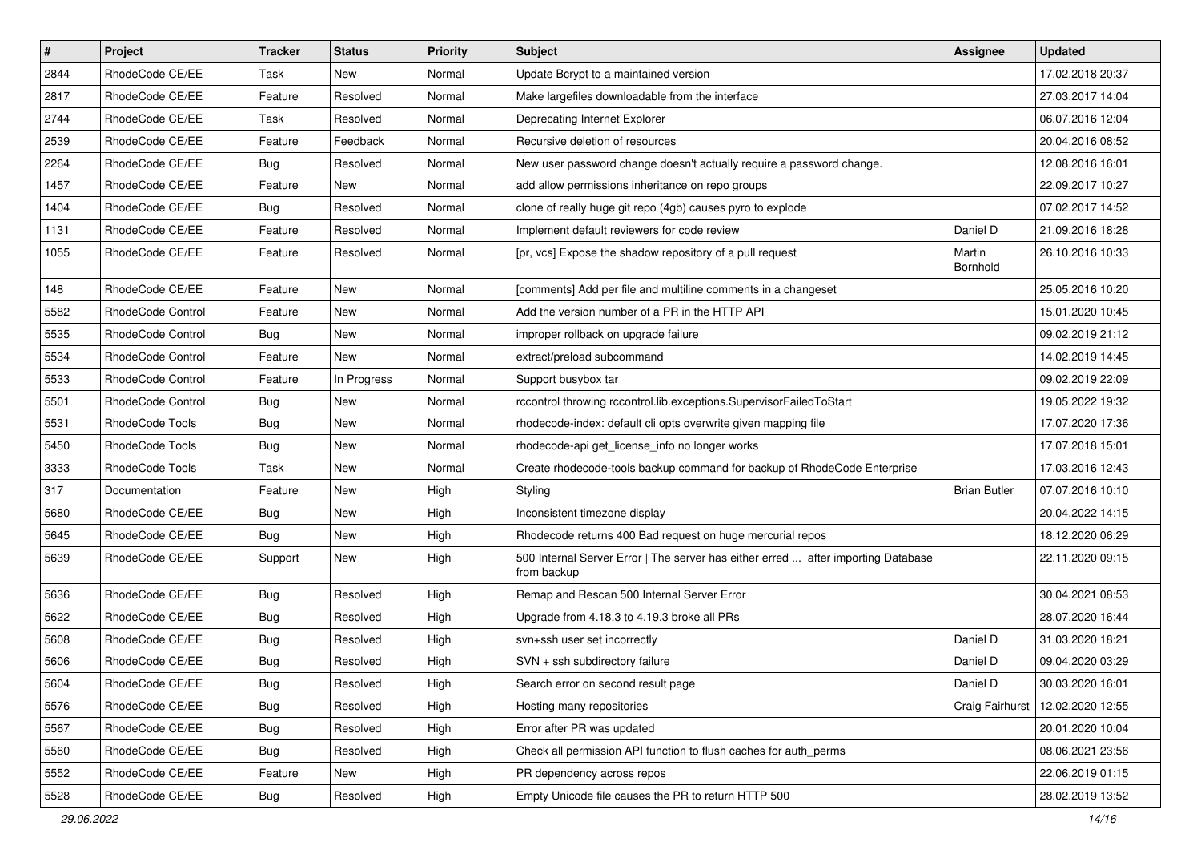| # | Project | Tracker | Status | Priority | Subject | Assignee | Updated |
|---|---|---|---|---|---|---|---|
| 2844 | RhodeCode CE/EE | Task | New | Normal | Update Bcrypt to a maintained version | | 17.02.2018 20:37 |
| 2817 | RhodeCode CE/EE | Feature | Resolved | Normal | Make largefiles downloadable from the interface | | 27.03.2017 14:04 |
| 2744 | RhodeCode CE/EE | Task | Resolved | Normal | Deprecating Internet Explorer | | 06.07.2016 12:04 |
| 2539 | RhodeCode CE/EE | Feature | Feedback | Normal | Recursive deletion of resources | | 20.04.2016 08:52 |
| 2264 | RhodeCode CE/EE | Bug | Resolved | Normal | New user password change doesn't actually require a password change. | | 12.08.2016 16:01 |
| 1457 | RhodeCode CE/EE | Feature | New | Normal | add allow permissions inheritance on repo groups | | 22.09.2017 10:27 |
| 1404 | RhodeCode CE/EE | Bug | Resolved | Normal | clone of really huge git repo (4gb) causes pyro to explode | | 07.02.2017 14:52 |
| 1131 | RhodeCode CE/EE | Feature | Resolved | Normal | Implement default reviewers for code review | Daniel D | 21.09.2016 18:28 |
| 1055 | RhodeCode CE/EE | Feature | Resolved | Normal | [pr, vcs] Expose the shadow repository of a pull request | Martin Bornhold | 26.10.2016 10:33 |
| 148 | RhodeCode CE/EE | Feature | New | Normal | [comments] Add per file and multiline comments in a changeset | | 25.05.2016 10:20 |
| 5582 | RhodeCode Control | Feature | New | Normal | Add the version number of a PR in the HTTP API | | 15.01.2020 10:45 |
| 5535 | RhodeCode Control | Bug | New | Normal | improper rollback on upgrade failure | | 09.02.2019 21:12 |
| 5534 | RhodeCode Control | Feature | New | Normal | extract/preload subcommand | | 14.02.2019 14:45 |
| 5533 | RhodeCode Control | Feature | In Progress | Normal | Support busybox tar | | 09.02.2019 22:09 |
| 5501 | RhodeCode Control | Bug | New | Normal | rccontrol throwing rccontrol.lib.exceptions.SupervisorFailedToStart | | 19.05.2022 19:32 |
| 5531 | RhodeCode Tools | Bug | New | Normal | rhodecode-index: default cli opts overwrite given mapping file | | 17.07.2020 17:36 |
| 5450 | RhodeCode Tools | Bug | New | Normal | rhodecode-api get_license_info no longer works | | 17.07.2018 15:01 |
| 3333 | RhodeCode Tools | Task | New | Normal | Create rhodecode-tools backup command for backup of RhodeCode Enterprise | | 17.03.2016 12:43 |
| 317 | Documentation | Feature | New | High | Styling | Brian Butler | 07.07.2016 10:10 |
| 5680 | RhodeCode CE/EE | Bug | New | High | Inconsistent timezone display | | 20.04.2022 14:15 |
| 5645 | RhodeCode CE/EE | Bug | New | High | Rhodecode returns 400 Bad request on huge mercurial repos | | 18.12.2020 06:29 |
| 5639 | RhodeCode CE/EE | Support | New | High | 500 Internal Server Error \| The server has either erred ... after importing Database from backup | | 22.11.2020 09:15 |
| 5636 | RhodeCode CE/EE | Bug | Resolved | High | Remap and Rescan 500 Internal Server Error | | 30.04.2021 08:53 |
| 5622 | RhodeCode CE/EE | Bug | Resolved | High | Upgrade from 4.18.3 to 4.19.3 broke all PRs | | 28.07.2020 16:44 |
| 5608 | RhodeCode CE/EE | Bug | Resolved | High | svn+ssh user set incorrectly | Daniel D | 31.03.2020 18:21 |
| 5606 | RhodeCode CE/EE | Bug | Resolved | High | SVN + ssh subdirectory failure | Daniel D | 09.04.2020 03:29 |
| 5604 | RhodeCode CE/EE | Bug | Resolved | High | Search error on second result page | Daniel D | 30.03.2020 16:01 |
| 5576 | RhodeCode CE/EE | Bug | Resolved | High | Hosting many repositories | Craig Fairhurst | 12.02.2020 12:55 |
| 5567 | RhodeCode CE/EE | Bug | Resolved | High | Error after PR was updated | | 20.01.2020 10:04 |
| 5560 | RhodeCode CE/EE | Bug | Resolved | High | Check all permission API function to flush caches for auth_perms | | 08.06.2021 23:56 |
| 5552 | RhodeCode CE/EE | Feature | New | High | PR dependency across repos | | 22.06.2019 01:15 |
| 5528 | RhodeCode CE/EE | Bug | Resolved | High | Empty Unicode file causes the PR to return HTTP 500 | | 28.02.2019 13:52 |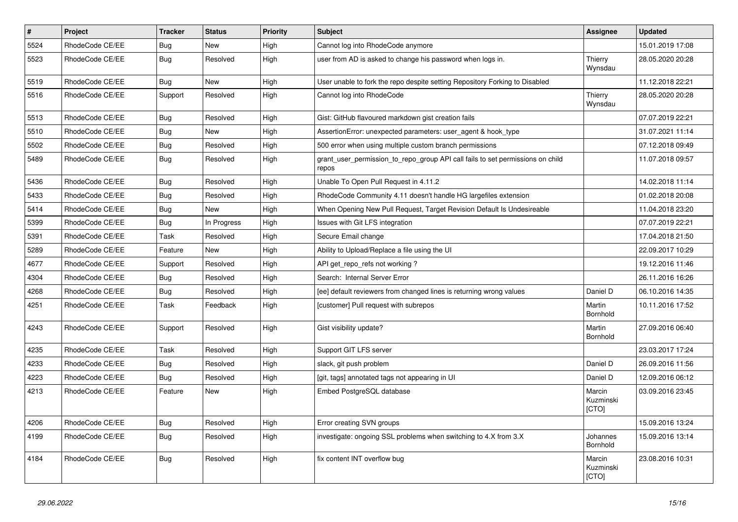| # | Project | Tracker | Status | Priority | Subject | Assignee | Updated |
|---|---|---|---|---|---|---|---|
| 5524 | RhodeCode CE/EE | Bug | New | High | Cannot log into RhodeCode anymore | | 15.01.2019 17:08 |
| 5523 | RhodeCode CE/EE | Bug | Resolved | High | user from AD is asked to change his password when logs in. | Thierry Wynsdau | 28.05.2020 20:28 |
| 5519 | RhodeCode CE/EE | Bug | New | High | User unable to fork the repo despite setting Repository Forking to Disabled | | 11.12.2018 22:21 |
| 5516 | RhodeCode CE/EE | Support | Resolved | High | Cannot log into RhodeCode | Thierry Wynsdau | 28.05.2020 20:28 |
| 5513 | RhodeCode CE/EE | Bug | Resolved | High | Gist: GitHub flavoured markdown gist creation fails | | 07.07.2019 22:21 |
| 5510 | RhodeCode CE/EE | Bug | New | High | AssertionError: unexpected parameters: user_agent & hook_type | | 31.07.2021 11:14 |
| 5502 | RhodeCode CE/EE | Bug | Resolved | High | 500 error when using multiple custom branch permissions | | 07.12.2018 09:49 |
| 5489 | RhodeCode CE/EE | Bug | Resolved | High | grant_user_permission_to_repo_group API call fails to set permissions on child repos | | 11.07.2018 09:57 |
| 5436 | RhodeCode CE/EE | Bug | Resolved | High | Unable To Open Pull Request in 4.11.2 | | 14.02.2018 11:14 |
| 5433 | RhodeCode CE/EE | Bug | Resolved | High | RhodeCode Community 4.11 doesn't handle HG largefiles extension | | 01.02.2018 20:08 |
| 5414 | RhodeCode CE/EE | Bug | New | High | When Opening New Pull Request, Target Revision Default Is Undesireable | | 11.04.2018 23:20 |
| 5399 | RhodeCode CE/EE | Bug | In Progress | High | Issues with Git LFS integration | | 07.07.2019 22:21 |
| 5391 | RhodeCode CE/EE | Task | Resolved | High | Secure Email change | | 17.04.2018 21:50 |
| 5289 | RhodeCode CE/EE | Feature | New | High | Ability to Upload/Replace a file using the UI | | 22.09.2017 10:29 |
| 4677 | RhodeCode CE/EE | Support | Resolved | High | API get_repo_refs not working ? | | 19.12.2016 11:46 |
| 4304 | RhodeCode CE/EE | Bug | Resolved | High | Search: Internal Server Error | | 26.11.2016 16:26 |
| 4268 | RhodeCode CE/EE | Bug | Resolved | High | [ee] default reviewers from changed lines is returning wrong values | Daniel D | 06.10.2016 14:35 |
| 4251 | RhodeCode CE/EE | Task | Feedback | High | [customer] Pull request with subrepos | Martin Bornhold | 10.11.2016 17:52 |
| 4243 | RhodeCode CE/EE | Support | Resolved | High | Gist visibility update? | Martin Bornhold | 27.09.2016 06:40 |
| 4235 | RhodeCode CE/EE | Task | Resolved | High | Support GIT LFS server | | 23.03.2017 17:24 |
| 4233 | RhodeCode CE/EE | Bug | Resolved | High | slack, git push problem | Daniel D | 26.09.2016 11:56 |
| 4223 | RhodeCode CE/EE | Bug | Resolved | High | [git, tags] annotated tags not appearing in UI | Daniel D | 12.09.2016 06:12 |
| 4213 | RhodeCode CE/EE | Feature | New | High | Embed PostgreSQL database | Marcin Kuzminski [CTO] | 03.09.2016 23:45 |
| 4206 | RhodeCode CE/EE | Bug | Resolved | High | Error creating SVN groups | | 15.09.2016 13:24 |
| 4199 | RhodeCode CE/EE | Bug | Resolved | High | investigate: ongoing SSL problems when switching to 4.X from 3.X | Johannes Bornhold | 15.09.2016 13:14 |
| 4184 | RhodeCode CE/EE | Bug | Resolved | High | fix content INT overflow bug | Marcin Kuzminski [CTO] | 23.08.2016 10:31 |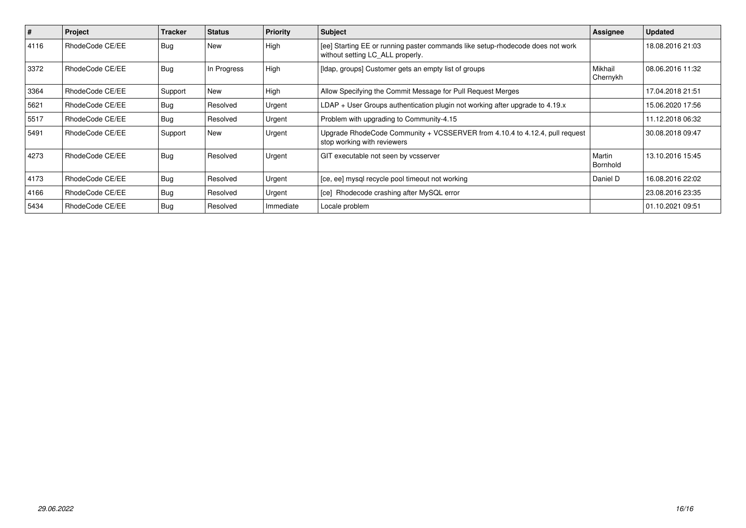| # | Project | Tracker | Status | Priority | Subject | Assignee | Updated |
|---|---|---|---|---|---|---|---|
| 4116 | RhodeCode CE/EE | Bug | New | High | [ee] Starting EE or running paster commands like setup-rhodecode does not work without setting LC_ALL properly. | | 18.08.2016 21:03 |
| 3372 | RhodeCode CE/EE | Bug | In Progress | High | [ldap, groups] Customer gets an empty list of groups | Mikhail Chernykh | 08.06.2016 11:32 |
| 3364 | RhodeCode CE/EE | Support | New | High | Allow Specifying the Commit Message for Pull Request Merges | | 17.04.2018 21:51 |
| 5621 | RhodeCode CE/EE | Bug | Resolved | Urgent | LDAP + User Groups authentication plugin not working after upgrade to 4.19.x | | 15.06.2020 17:56 |
| 5517 | RhodeCode CE/EE | Bug | Resolved | Urgent | Problem with upgrading to Community-4.15 | | 11.12.2018 06:32 |
| 5491 | RhodeCode CE/EE | Support | New | Urgent | Upgrade RhodeCode Community + VCSSERVER from 4.10.4 to 4.12.4, pull request stop working with reviewers | | 30.08.2018 09:47 |
| 4273 | RhodeCode CE/EE | Bug | Resolved | Urgent | GIT executable not seen by vcsserver | Martin Bornhold | 13.10.2016 15:45 |
| 4173 | RhodeCode CE/EE | Bug | Resolved | Urgent | [ce, ee] mysql recycle pool timeout not working | Daniel D | 16.08.2016 22:02 |
| 4166 | RhodeCode CE/EE | Bug | Resolved | Urgent | [ce] Rhodecode crashing after MySQL error | | 23.08.2016 23:35 |
| 5434 | RhodeCode CE/EE | Bug | Resolved | Immediate | Locale problem | | 01.10.2021 09:51 |